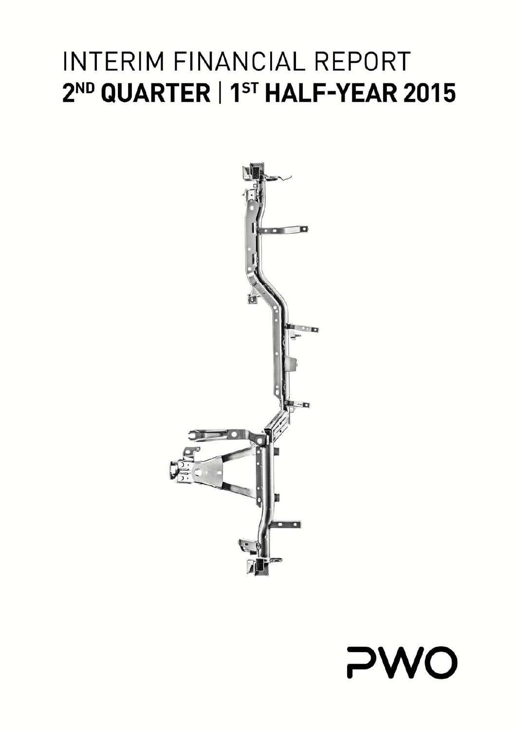# INTERIM FINANCIAL REPORT
# 2ND QUARTER | 1ST HALF-YEAR 2015

PWO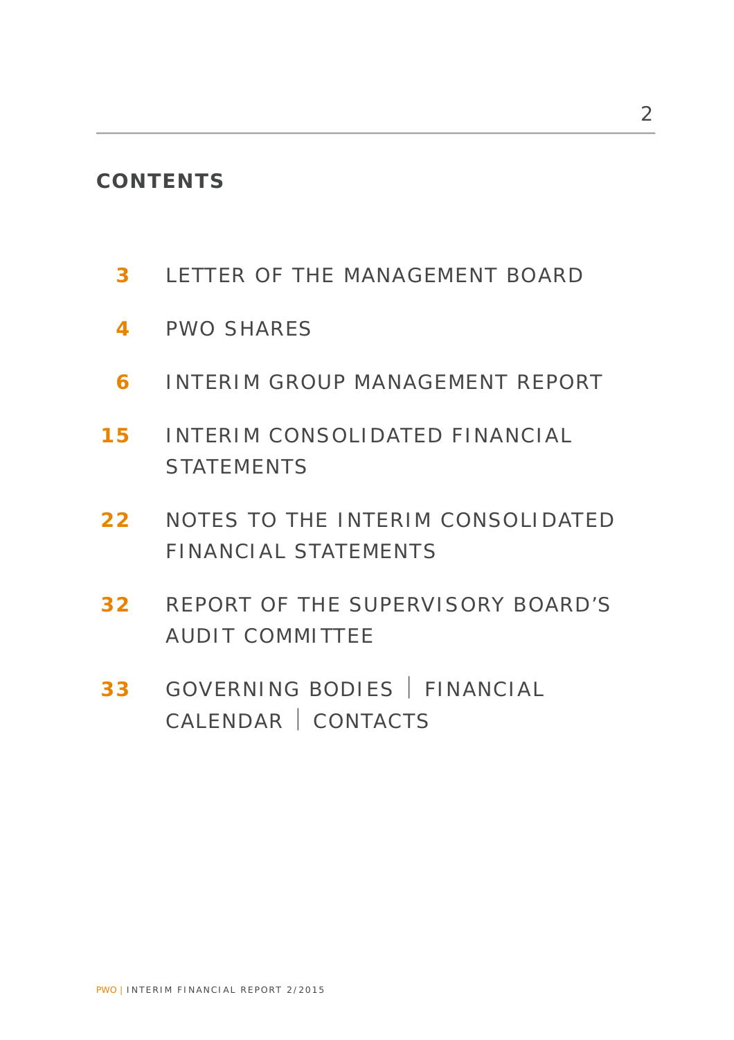## CONTENTS

| | |
|---|---|
| **3** | LETTER OF THE MANAGEMENT BOARD |
| **4** | PWO SHARES |
| **6** | INTERIM GROUP MANAGEMENT REPORT |
| **15** | INTERIM CONSOLIDATED FINANCIAL STATEMENTS |
| **22** | NOTES TO THE INTERIM CONSOLIDATED FINANCIAL STATEMENTS |
| **32** | REPORT OF THE SUPERVISORY BOARD'S AUDIT COMMITTEE |
| **33** | GOVERNING BODIES \| FINANCIAL CALENDAR \| CONTACTS |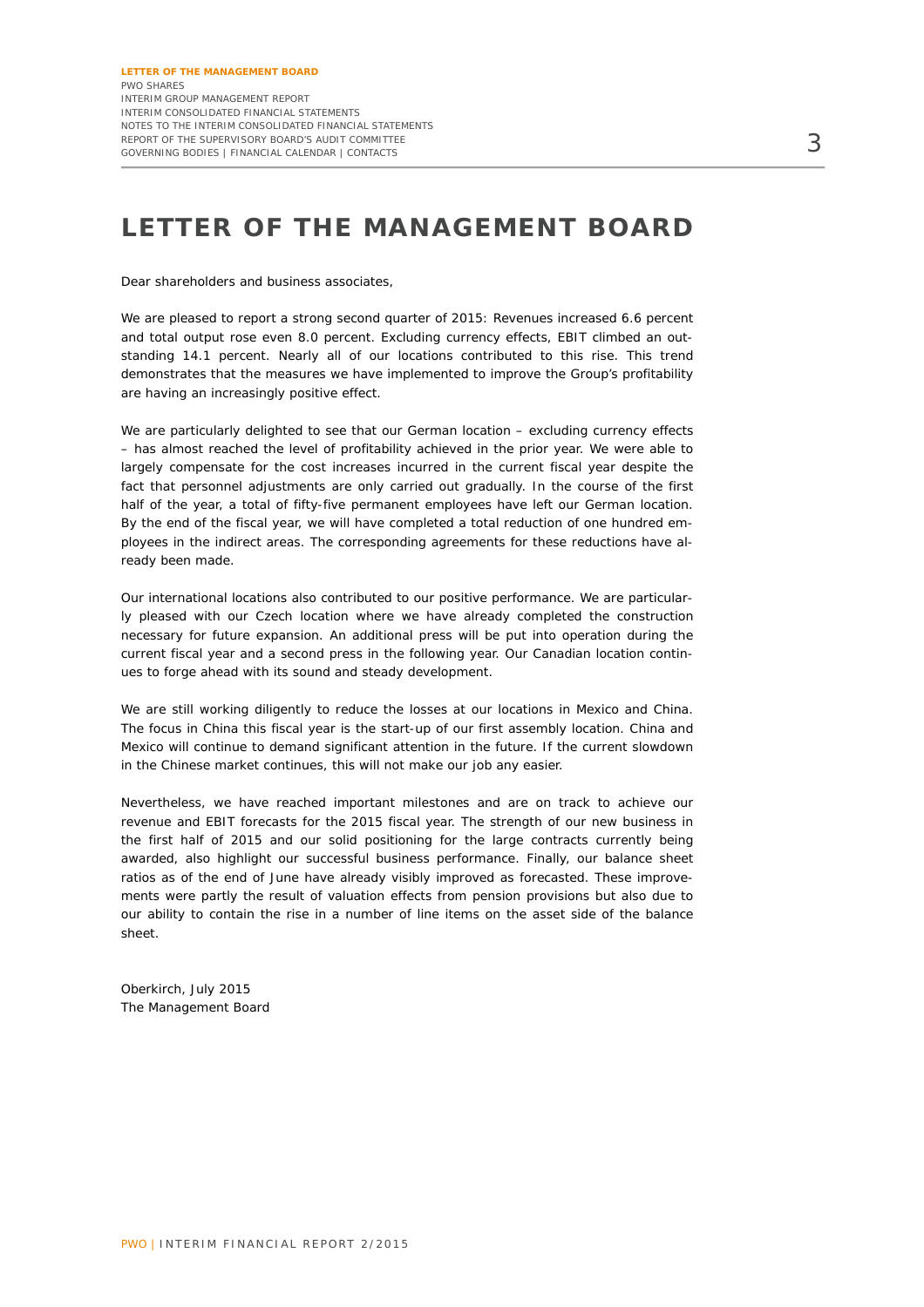# LETTER OF THE MANAGEMENT BOARD

Dear shareholders and business associates,

We are pleased to report a strong second quarter of 2015: Revenues increased 6.6 percent and total output rose even 8.0 percent. Excluding currency effects, EBIT climbed an outstanding 14.1 percent. Nearly all of our locations contributed to this rise. This trend demonstrates that the measures we have implemented to improve the Group's profitability are having an increasingly positive effect.

We are particularly delighted to see that our German location – excluding currency effects – has almost reached the level of profitability achieved in the prior year. We were able to largely compensate for the cost increases incurred in the current fiscal year despite the fact that personnel adjustments are only carried out gradually. In the course of the first half of the year, a total of fifty-five permanent employees have left our German location. By the end of the fiscal year, we will have completed a total reduction of one hundred employees in the indirect areas. The corresponding agreements for these reductions have already been made.

Our international locations also contributed to our positive performance. We are particularly pleased with our Czech location where we have already completed the construction necessary for future expansion. An additional press will be put into operation during the current fiscal year and a second press in the following year. Our Canadian location continues to forge ahead with its sound and steady development.

We are still working diligently to reduce the losses at our locations in Mexico and China. The focus in China this fiscal year is the start-up of our first assembly location. China and Mexico will continue to demand significant attention in the future. If the current slowdown in the Chinese market continues, this will not make our job any easier.

Nevertheless, we have reached important milestones and are on track to achieve our revenue and EBIT forecasts for the 2015 fiscal year. The strength of our new business in the first half of 2015 and our solid positioning for the large contracts currently being awarded, also highlight our successful business performance. Finally, our balance sheet ratios as of the end of June have already visibly improved as forecasted. These improvements were partly the result of valuation effects from pension provisions but also due to our ability to contain the rise in a number of line items on the asset side of the balance sheet.

Oberkirch, July 2015
The Management Board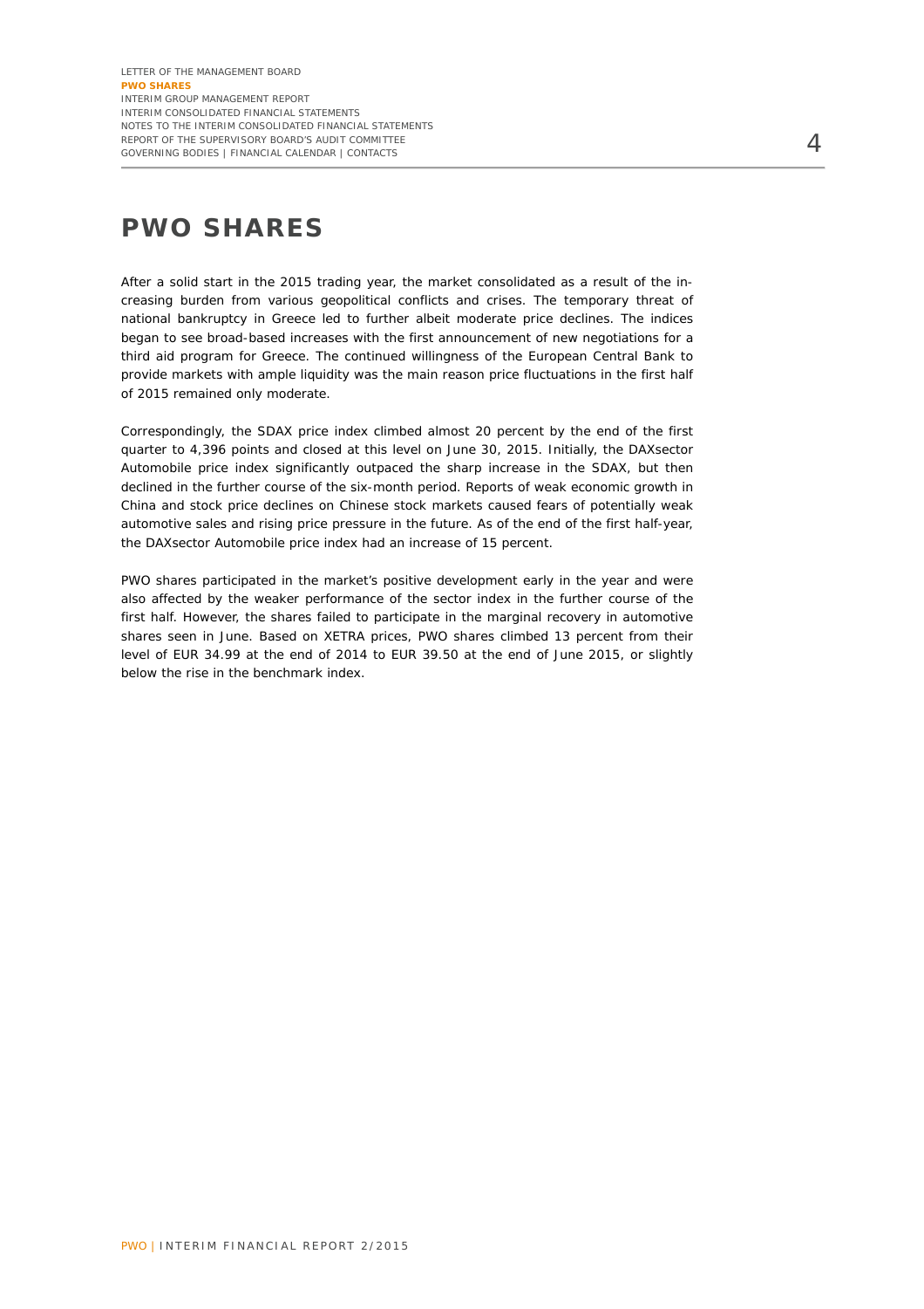# PWO SHARES

After a solid start in the 2015 trading year, the market consolidated as a result of the increasing burden from various geopolitical conflicts and crises. The temporary threat of national bankruptcy in Greece led to further albeit moderate price declines. The indices began to see broad-based increases with the first announcement of new negotiations for a third aid program for Greece. The continued willingness of the European Central Bank to provide markets with ample liquidity was the main reason price fluctuations in the first half of 2015 remained only moderate.

Correspondingly, the SDAX price index climbed almost 20 percent by the end of the first quarter to 4,396 points and closed at this level on June 30, 2015. Initially, the DAXsector Automobile price index significantly outpaced the sharp increase in the SDAX, but then declined in the further course of the six-month period. Reports of weak economic growth in China and stock price declines on Chinese stock markets caused fears of potentially weak automotive sales and rising price pressure in the future. As of the end of the first half-year, the DAXsector Automobile price index had an increase of 15 percent.

PWO shares participated in the market's positive development early in the year and were also affected by the weaker performance of the sector index in the further course of the first half. However, the shares failed to participate in the marginal recovery in automotive shares seen in June. Based on XETRA prices, PWO shares climbed 13 percent from their level of EUR 34.99 at the end of 2014 to EUR 39.50 at the end of June 2015, or slightly below the rise in the benchmark index.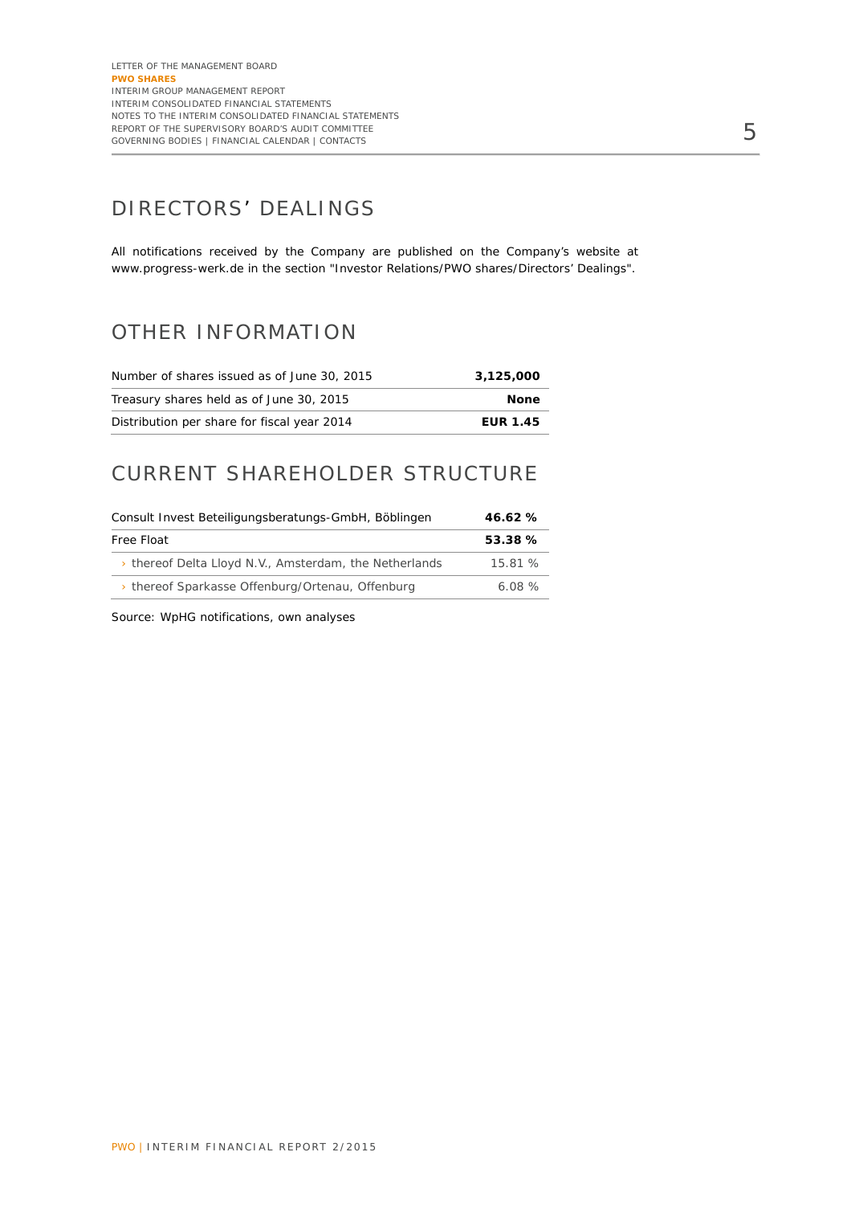## DIRECTORS' DEALINGS

All notifications received by the Company are published on the Company's website at www.progress-werk.de in the section "Investor Relations/PWO shares/Directors' Dealings".

## OTHER INFORMATION

| | |
|---|---|
| Number of shares issued as of June 30, 2015 | **3,125,000** |
| Treasury shares held as of June 30, 2015 | **None** |
| Distribution per share for fiscal year 2014 | **EUR 1.45** |

## CURRENT SHAREHOLDER STRUCTURE

| | |
|---|---|
| Consult Invest Beteiligungsberatungs-GmbH, Böblingen | **46.62 %** |
| Free Float | **53.38 %** |
| › thereof Delta Lloyd N.V., Amsterdam, the Netherlands | 15.81 % |
| › thereof Sparkasse Offenburg/Ortenau, Offenburg | 6.08 % |

Source: WpHG notifications, own analyses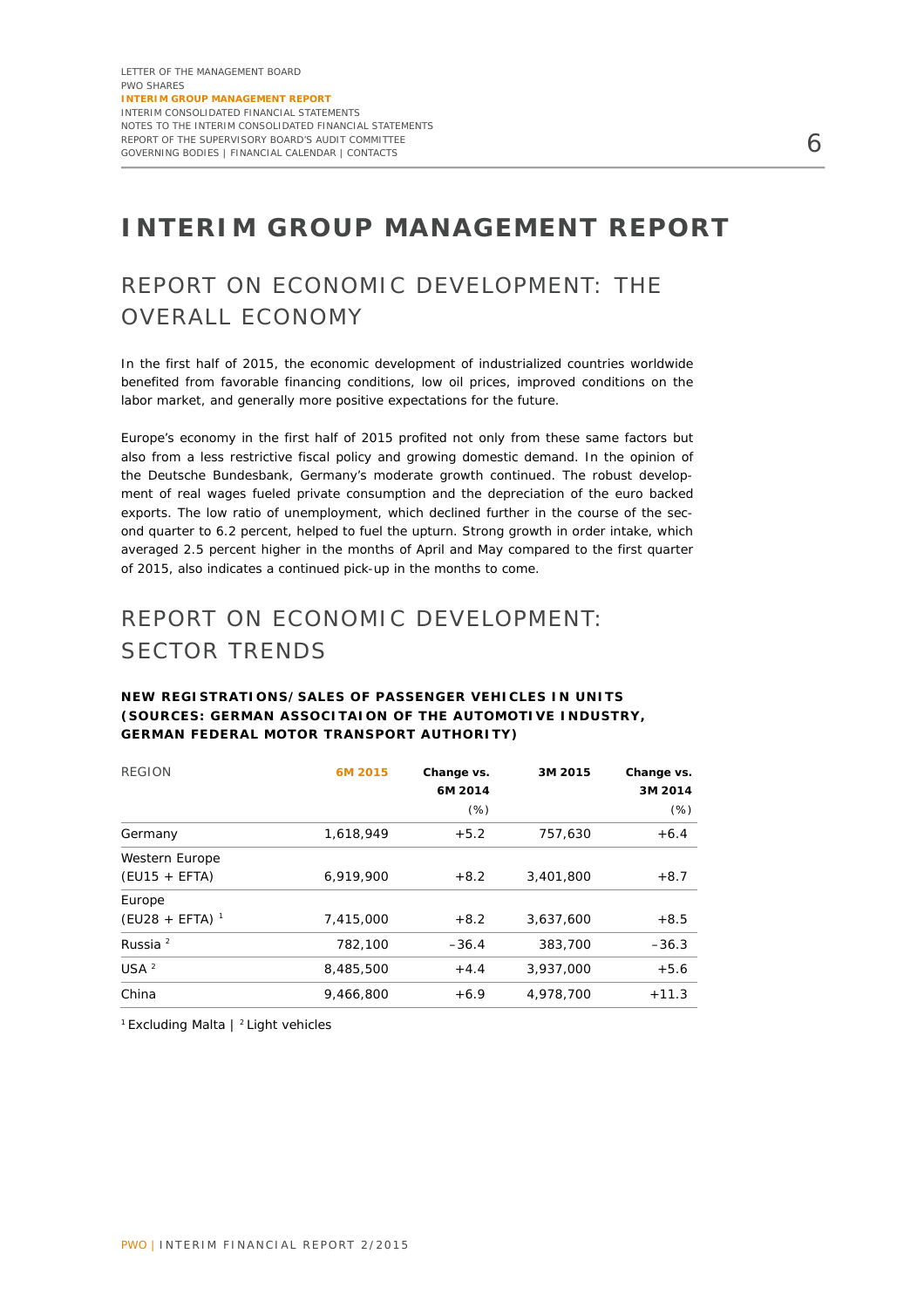# INTERIM GROUP MANAGEMENT REPORT

## REPORT ON ECONOMIC DEVELOPMENT: THE OVERALL ECONOMY

In the first half of 2015, the economic development of industrialized countries worldwide benefited from favorable financing conditions, low oil prices, improved conditions on the labor market, and generally more positive expectations for the future.

Europe's economy in the first half of 2015 profited not only from these same factors but also from a less restrictive fiscal policy and growing domestic demand. In the opinion of the Deutsche Bundesbank, Germany's moderate growth continued. The robust development of real wages fueled private consumption and the depreciation of the euro backed exports. The low ratio of unemployment, which declined further in the course of the second quarter to 6.2 percent, helped to fuel the upturn. Strong growth in order intake, which averaged 2.5 percent higher in the months of April and May compared to the first quarter of 2015, also indicates a continued pick-up in the months to come.

## REPORT ON ECONOMIC DEVELOPMENT: SECTOR TRENDS

**NEW REGISTRATIONS/SALES OF PASSENGER VEHICLES IN UNITS (SOURCES: GERMAN ASSOCITAION OF THE AUTOMOTIVE INDUSTRY, GERMAN FEDERAL MOTOR TRANSPORT AUTHORITY)**

| REGION | 6M 2015 | Change vs. 6M 2014 (%) | 3M 2015 | Change vs. 3M 2014 (%) |
|---|---|---|---|---|
| Germany | 1,618,949 | +5.2 | 757,630 | +6.4 |
| Western Europe (EU15 + EFTA) | 6,919,900 | +8.2 | 3,401,800 | +8.7 |
| Europe (EU28 + EFTA) [1] | 7,415,000 | +8.2 | 3,637,600 | +8.5 |
| Russia [2] | 782,100 | –36.4 | 383,700 | –36.3 |
| USA [2] | 8,485,500 | +4.4 | 3,937,000 | +5.6 |
| China | 9,466,800 | +6.9 | 4,978,700 | +11.3 |

[1] Excluding Malta | [2] Light vehicles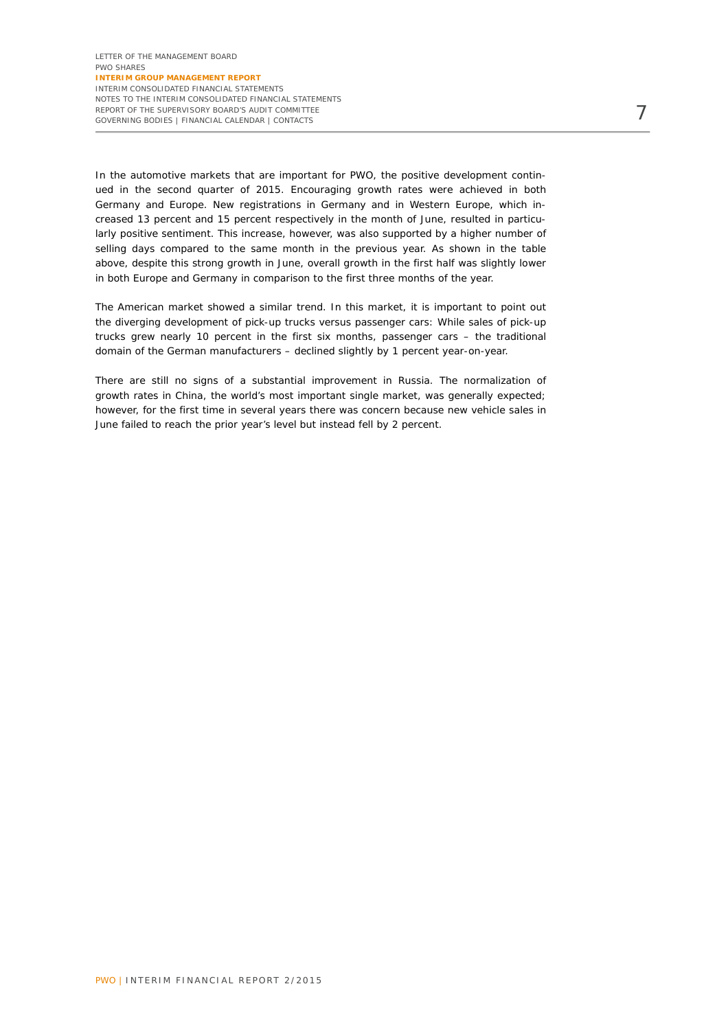In the automotive markets that are important for PWO, the positive development continued in the second quarter of 2015. Encouraging growth rates were achieved in both Germany and Europe. New registrations in Germany and in Western Europe, which increased 13 percent and 15 percent respectively in the month of June, resulted in particularly positive sentiment. This increase, however, was also supported by a higher number of selling days compared to the same month in the previous year. As shown in the table above, despite this strong growth in June, overall growth in the first half was slightly lower in both Europe and Germany in comparison to the first three months of the year.

The American market showed a similar trend. In this market, it is important to point out the diverging development of pick-up trucks versus passenger cars: While sales of pick-up trucks grew nearly 10 percent in the first six months, passenger cars – the traditional domain of the German manufacturers – declined slightly by 1 percent year-on-year.

There are still no signs of a substantial improvement in Russia. The normalization of growth rates in China, the world's most important single market, was generally expected; however, for the first time in several years there was concern because new vehicle sales in June failed to reach the prior year's level but instead fell by 2 percent.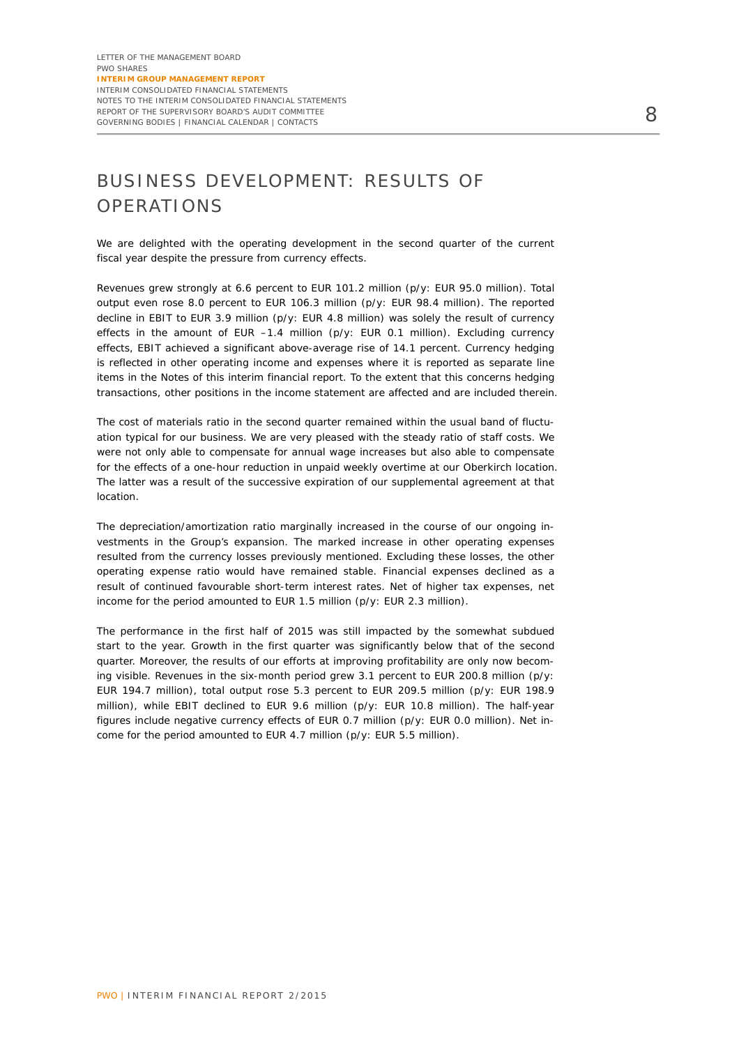# BUSINESS DEVELOPMENT: RESULTS OF OPERATIONS

We are delighted with the operating development in the second quarter of the current fiscal year despite the pressure from currency effects.

Revenues grew strongly at 6.6 percent to EUR 101.2 million (p/y: EUR 95.0 million). Total output even rose 8.0 percent to EUR 106.3 million (p/y: EUR 98.4 million). The reported decline in EBIT to EUR 3.9 million (p/y: EUR 4.8 million) was solely the result of currency effects in the amount of EUR –1.4 million (p/y: EUR 0.1 million). Excluding currency effects, EBIT achieved a significant above-average rise of 14.1 percent. Currency hedging is reflected in other operating income and expenses where it is reported as separate line items in the Notes of this interim financial report. To the extent that this concerns hedging transactions, other positions in the income statement are affected and are included therein.

The cost of materials ratio in the second quarter remained within the usual band of fluctuation typical for our business. We are very pleased with the steady ratio of staff costs. We were not only able to compensate for annual wage increases but also able to compensate for the effects of a one-hour reduction in unpaid weekly overtime at our Oberkirch location. The latter was a result of the successive expiration of our supplemental agreement at that location.

The depreciation/amortization ratio marginally increased in the course of our ongoing investments in the Group's expansion. The marked increase in other operating expenses resulted from the currency losses previously mentioned. Excluding these losses, the other operating expense ratio would have remained stable. Financial expenses declined as a result of continued favourable short-term interest rates. Net of higher tax expenses, net income for the period amounted to EUR 1.5 million (p/y: EUR 2.3 million).

The performance in the first half of 2015 was still impacted by the somewhat subdued start to the year. Growth in the first quarter was significantly below that of the second quarter. Moreover, the results of our efforts at improving profitability are only now becoming visible. Revenues in the six-month period grew 3.1 percent to EUR 200.8 million (p/y: EUR 194.7 million), total output rose 5.3 percent to EUR 209.5 million (p/y: EUR 198.9 million), while EBIT declined to EUR 9.6 million (p/y: EUR 10.8 million). The half-year figures include negative currency effects of EUR 0.7 million (p/y: EUR 0.0 million). Net income for the period amounted to EUR 4.7 million (p/y: EUR 5.5 million).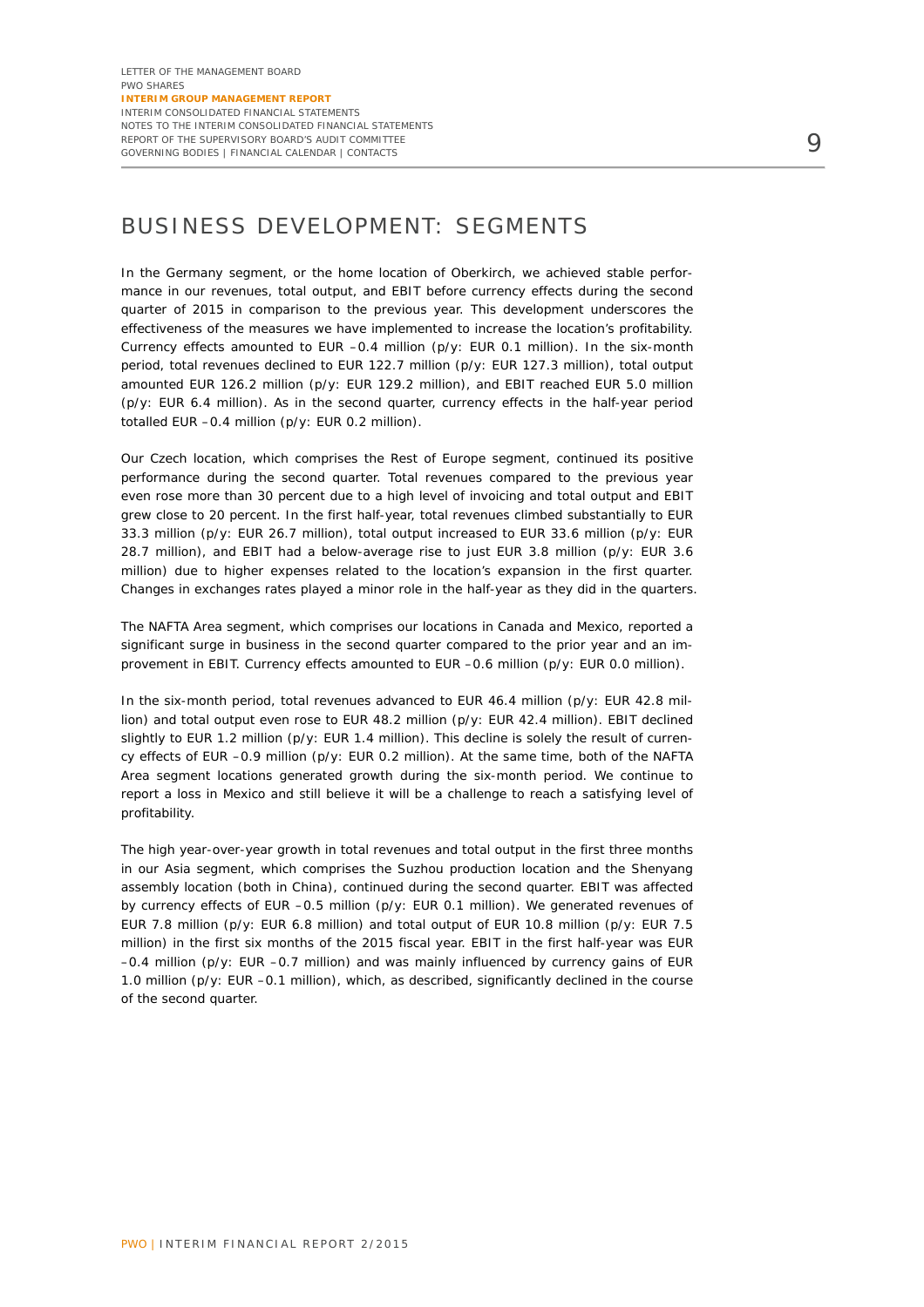# BUSINESS DEVELOPMENT: SEGMENTS

In the Germany segment, or the home location of Oberkirch, we achieved stable performance in our revenues, total output, and EBIT before currency effects during the second quarter of 2015 in comparison to the previous year. This development underscores the effectiveness of the measures we have implemented to increase the location's profitability. Currency effects amounted to EUR –0.4 million (p/y: EUR 0.1 million). In the six-month period, total revenues declined to EUR 122.7 million (p/y: EUR 127.3 million), total output amounted EUR 126.2 million (p/y: EUR 129.2 million), and EBIT reached EUR 5.0 million (p/y: EUR 6.4 million). As in the second quarter, currency effects in the half-year period totalled EUR –0.4 million (p/y: EUR 0.2 million).

Our Czech location, which comprises the Rest of Europe segment, continued its positive performance during the second quarter. Total revenues compared to the previous year even rose more than 30 percent due to a high level of invoicing and total output and EBIT grew close to 20 percent. In the first half-year, total revenues climbed substantially to EUR 33.3 million (p/y: EUR 26.7 million), total output increased to EUR 33.6 million (p/y: EUR 28.7 million), and EBIT had a below-average rise to just EUR 3.8 million (p/y: EUR 3.6 million) due to higher expenses related to the location's expansion in the first quarter. Changes in exchanges rates played a minor role in the half-year as they did in the quarters.

The NAFTA Area segment, which comprises our locations in Canada and Mexico, reported a significant surge in business in the second quarter compared to the prior year and an improvement in EBIT. Currency effects amounted to EUR –0.6 million (p/y: EUR 0.0 million).

In the six-month period, total revenues advanced to EUR 46.4 million (p/y: EUR 42.8 million) and total output even rose to EUR 48.2 million (p/y: EUR 42.4 million). EBIT declined slightly to EUR 1.2 million (p/y: EUR 1.4 million). This decline is solely the result of currency effects of EUR –0.9 million (p/y: EUR 0.2 million). At the same time, both of the NAFTA Area segment locations generated growth during the six-month period. We continue to report a loss in Mexico and still believe it will be a challenge to reach a satisfying level of profitability.

The high year-over-year growth in total revenues and total output in the first three months in our Asia segment, which comprises the Suzhou production location and the Shenyang assembly location (both in China), continued during the second quarter. EBIT was affected by currency effects of EUR –0.5 million (p/y: EUR 0.1 million). We generated revenues of EUR 7.8 million (p/y: EUR 6.8 million) and total output of EUR 10.8 million (p/y: EUR 7.5 million) in the first six months of the 2015 fiscal year. EBIT in the first half-year was EUR –0.4 million (p/y: EUR –0.7 million) and was mainly influenced by currency gains of EUR 1.0 million (p/y: EUR –0.1 million), which, as described, significantly declined in the course of the second quarter.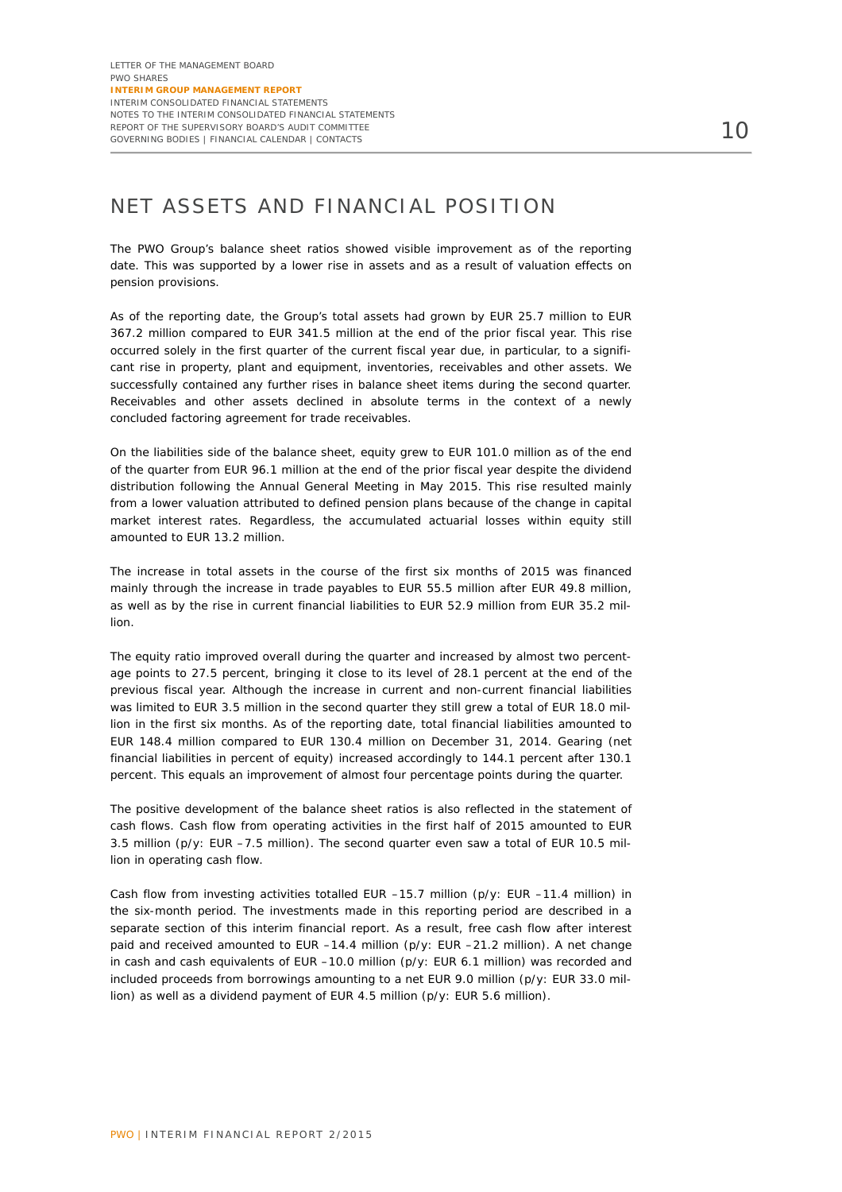# NET ASSETS AND FINANCIAL POSITION

The PWO Group's balance sheet ratios showed visible improvement as of the reporting date. This was supported by a lower rise in assets and as a result of valuation effects on pension provisions.

As of the reporting date, the Group's total assets had grown by EUR 25.7 million to EUR 367.2 million compared to EUR 341.5 million at the end of the prior fiscal year. This rise occurred solely in the first quarter of the current fiscal year due, in particular, to a significant rise in property, plant and equipment, inventories, receivables and other assets. We successfully contained any further rises in balance sheet items during the second quarter. Receivables and other assets declined in absolute terms in the context of a newly concluded factoring agreement for trade receivables.

On the liabilities side of the balance sheet, equity grew to EUR 101.0 million as of the end of the quarter from EUR 96.1 million at the end of the prior fiscal year despite the dividend distribution following the Annual General Meeting in May 2015. This rise resulted mainly from a lower valuation attributed to defined pension plans because of the change in capital market interest rates. Regardless, the accumulated actuarial losses within equity still amounted to EUR 13.2 million.

The increase in total assets in the course of the first six months of 2015 was financed mainly through the increase in trade payables to EUR 55.5 million after EUR 49.8 million, as well as by the rise in current financial liabilities to EUR 52.9 million from EUR 35.2 million.

The equity ratio improved overall during the quarter and increased by almost two percentage points to 27.5 percent, bringing it close to its level of 28.1 percent at the end of the previous fiscal year. Although the increase in current and non-current financial liabilities was limited to EUR 3.5 million in the second quarter they still grew a total of EUR 18.0 million in the first six months. As of the reporting date, total financial liabilities amounted to EUR 148.4 million compared to EUR 130.4 million on December 31, 2014. Gearing (net financial liabilities in percent of equity) increased accordingly to 144.1 percent after 130.1 percent. This equals an improvement of almost four percentage points during the quarter.

The positive development of the balance sheet ratios is also reflected in the statement of cash flows. Cash flow from operating activities in the first half of 2015 amounted to EUR 3.5 million (p/y: EUR –7.5 million). The second quarter even saw a total of EUR 10.5 million in operating cash flow.

Cash flow from investing activities totalled EUR –15.7 million (p/y: EUR –11.4 million) in the six-month period. The investments made in this reporting period are described in a separate section of this interim financial report. As a result, free cash flow after interest paid and received amounted to EUR –14.4 million (p/y: EUR –21.2 million). A net change in cash and cash equivalents of EUR –10.0 million (p/y: EUR 6.1 million) was recorded and included proceeds from borrowings amounting to a net EUR 9.0 million (p/y: EUR 33.0 million) as well as a dividend payment of EUR 4.5 million (p/y: EUR 5.6 million).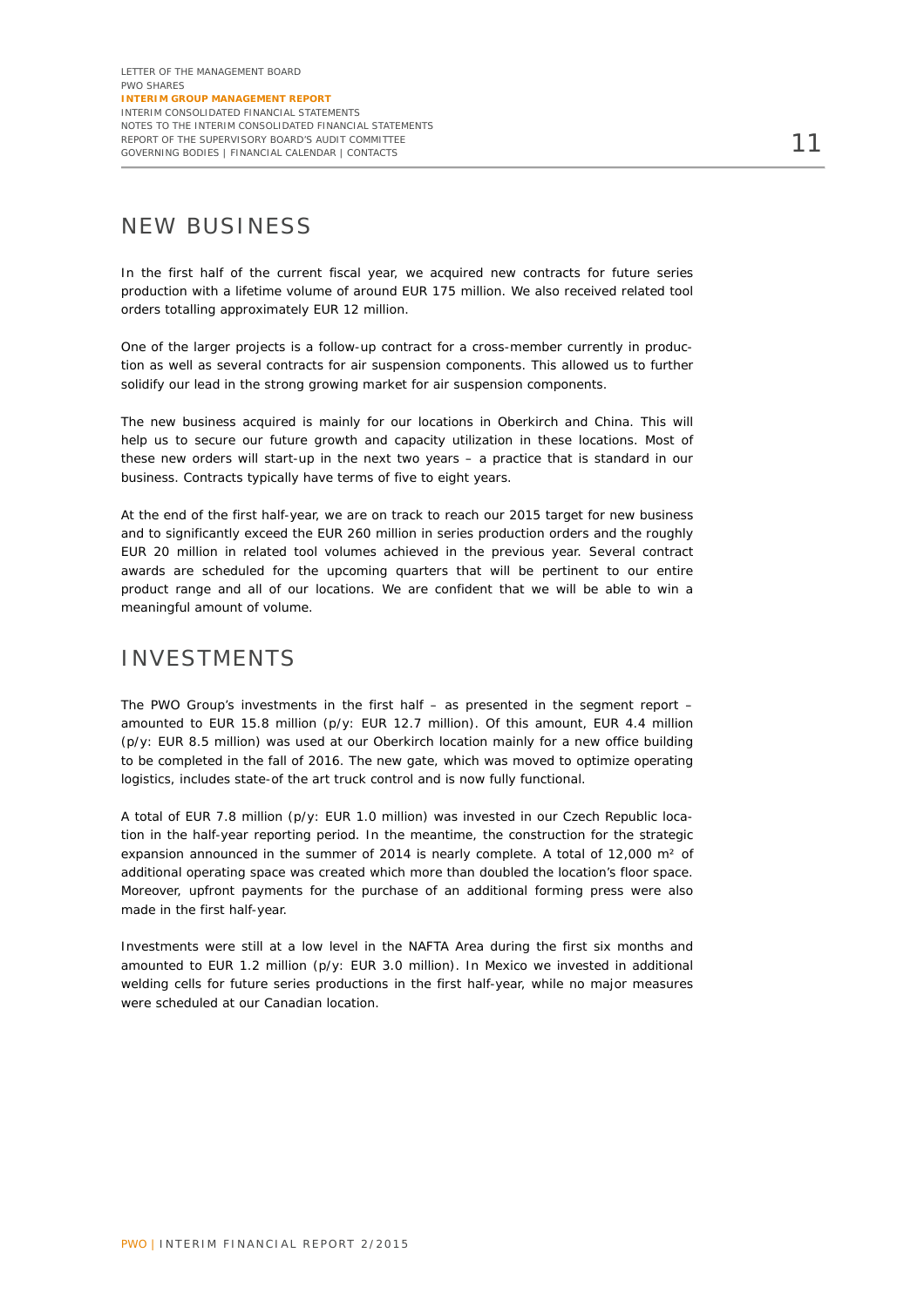## NEW BUSINESS

In the first half of the current fiscal year, we acquired new contracts for future series production with a lifetime volume of around EUR 175 million. We also received related tool orders totalling approximately EUR 12 million.

One of the larger projects is a follow-up contract for a cross-member currently in production as well as several contracts for air suspension components. This allowed us to further solidify our lead in the strong growing market for air suspension components.

The new business acquired is mainly for our locations in Oberkirch and China. This will help us to secure our future growth and capacity utilization in these locations. Most of these new orders will start-up in the next two years – a practice that is standard in our business. Contracts typically have terms of five to eight years.

At the end of the first half-year, we are on track to reach our 2015 target for new business and to significantly exceed the EUR 260 million in series production orders and the roughly EUR 20 million in related tool volumes achieved in the previous year. Several contract awards are scheduled for the upcoming quarters that will be pertinent to our entire product range and all of our locations. We are confident that we will be able to win a meaningful amount of volume.

## INVESTMENTS

The PWO Group's investments in the first half – as presented in the segment report – amounted to EUR 15.8 million (p/y: EUR 12.7 million). Of this amount, EUR 4.4 million (p/y: EUR 8.5 million) was used at our Oberkirch location mainly for a new office building to be completed in the fall of 2016. The new gate, which was moved to optimize operating logistics, includes state-of the art truck control and is now fully functional.

A total of EUR 7.8 million (p/y: EUR 1.0 million) was invested in our Czech Republic location in the half-year reporting period. In the meantime, the construction for the strategic expansion announced in the summer of 2014 is nearly complete. A total of 12,000 m² of additional operating space was created which more than doubled the location's floor space. Moreover, upfront payments for the purchase of an additional forming press were also made in the first half-year.

Investments were still at a low level in the NAFTA Area during the first six months and amounted to EUR 1.2 million (p/y: EUR 3.0 million). In Mexico we invested in additional welding cells for future series productions in the first half-year, while no major measures were scheduled at our Canadian location.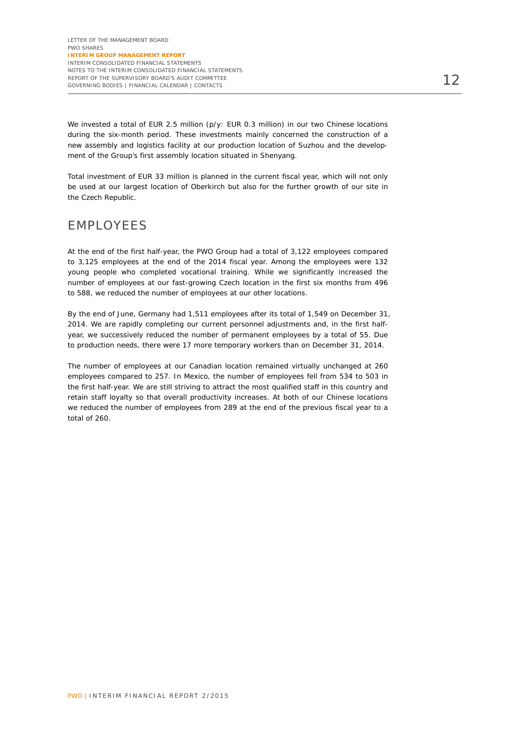We invested a total of EUR 2.5 million (p/y: EUR 0.3 million) in our two Chinese locations during the six-month period. These investments mainly concerned the construction of a new assembly and logistics facility at our production location of Suzhou and the development of the Group's first assembly location situated in Shenyang.

Total investment of EUR 33 million is planned in the current fiscal year, which will not only be used at our largest location of Oberkirch but also for the further growth of our site in the Czech Republic.

## EMPLOYEES

At the end of the first half-year, the PWO Group had a total of 3,122 employees compared to 3,125 employees at the end of the 2014 fiscal year. Among the employees were 132 young people who completed vocational training. While we significantly increased the number of employees at our fast-growing Czech location in the first six months from 496 to 588, we reduced the number of employees at our other locations.

By the end of June, Germany had 1,511 employees after its total of 1,549 on December 31, 2014. We are rapidly completing our current personnel adjustments and, in the first half-year, we successively reduced the number of permanent employees by a total of 55. Due to production needs, there were 17 more temporary workers than on December 31, 2014.

The number of employees at our Canadian location remained virtually unchanged at 260 employees compared to 257. In Mexico, the number of employees fell from 534 to 503 in the first half-year. We are still striving to attract the most qualified staff in this country and retain staff loyalty so that overall productivity increases. At both of our Chinese locations we reduced the number of employees from 289 at the end of the previous fiscal year to a total of 260.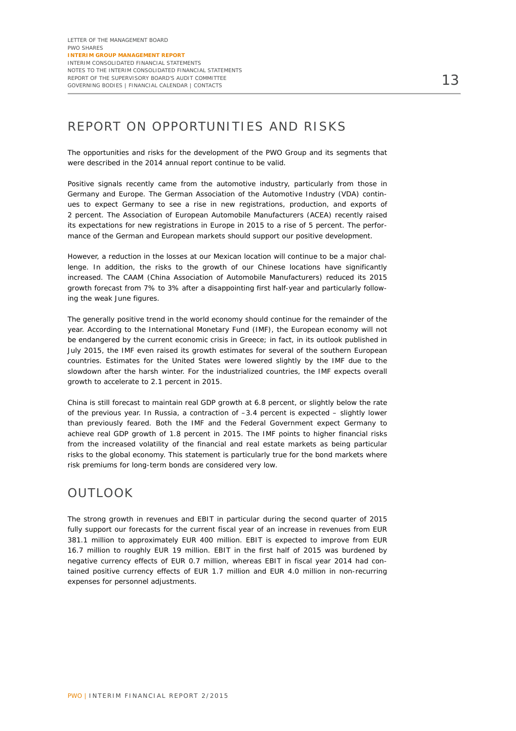## REPORT ON OPPORTUNITIES AND RISKS

The opportunities and risks for the development of the PWO Group and its segments that were described in the 2014 annual report continue to be valid.

Positive signals recently came from the automotive industry, particularly from those in Germany and Europe. The German Association of the Automotive Industry (VDA) continues to expect Germany to see a rise in new registrations, production, and exports of 2 percent. The Association of European Automobile Manufacturers (ACEA) recently raised its expectations for new registrations in Europe in 2015 to a rise of 5 percent. The performance of the German and European markets should support our positive development.

However, a reduction in the losses at our Mexican location will continue to be a major challenge. In addition, the risks to the growth of our Chinese locations have significantly increased. The CAAM (China Association of Automobile Manufacturers) reduced its 2015 growth forecast from 7% to 3% after a disappointing first half-year and particularly following the weak June figures.

The generally positive trend in the world economy should continue for the remainder of the year. According to the International Monetary Fund (IMF), the European economy will not be endangered by the current economic crisis in Greece; in fact, in its outlook published in July 2015, the IMF even raised its growth estimates for several of the southern European countries. Estimates for the United States were lowered slightly by the IMF due to the slowdown after the harsh winter. For the industrialized countries, the IMF expects overall growth to accelerate to 2.1 percent in 2015.

China is still forecast to maintain real GDP growth at 6.8 percent, or slightly below the rate of the previous year. In Russia, a contraction of –3.4 percent is expected – slightly lower than previously feared. Both the IMF and the Federal Government expect Germany to achieve real GDP growth of 1.8 percent in 2015. The IMF points to higher financial risks from the increased volatility of the financial and real estate markets as being particular risks to the global economy. This statement is particularly true for the bond markets where risk premiums for long-term bonds are considered very low.

## OUTLOOK

The strong growth in revenues and EBIT in particular during the second quarter of 2015 fully support our forecasts for the current fiscal year of an increase in revenues from EUR 381.1 million to approximately EUR 400 million. EBIT is expected to improve from EUR 16.7 million to roughly EUR 19 million. EBIT in the first half of 2015 was burdened by negative currency effects of EUR 0.7 million, whereas EBIT in fiscal year 2014 had contained positive currency effects of EUR 1.7 million and EUR 4.0 million in non-recurring expenses for personnel adjustments.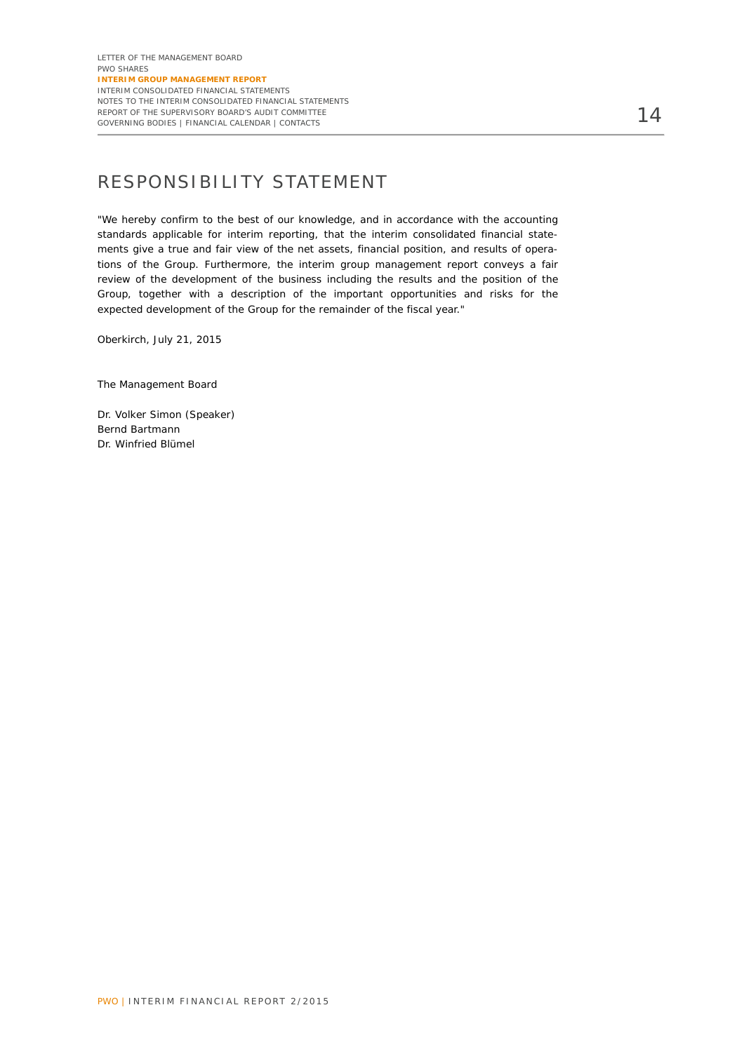# RESPONSIBILITY STATEMENT

"We hereby confirm to the best of our knowledge, and in accordance with the accounting standards applicable for interim reporting, that the interim consolidated financial statements give a true and fair view of the net assets, financial position, and results of operations of the Group. Furthermore, the interim group management report conveys a fair review of the development of the business including the results and the position of the Group, together with a description of the important opportunities and risks for the expected development of the Group for the remainder of the fiscal year."

Oberkirch, July 21, 2015

The Management Board

Dr. Volker Simon (Speaker)
Bernd Bartmann
Dr. Winfried Blümel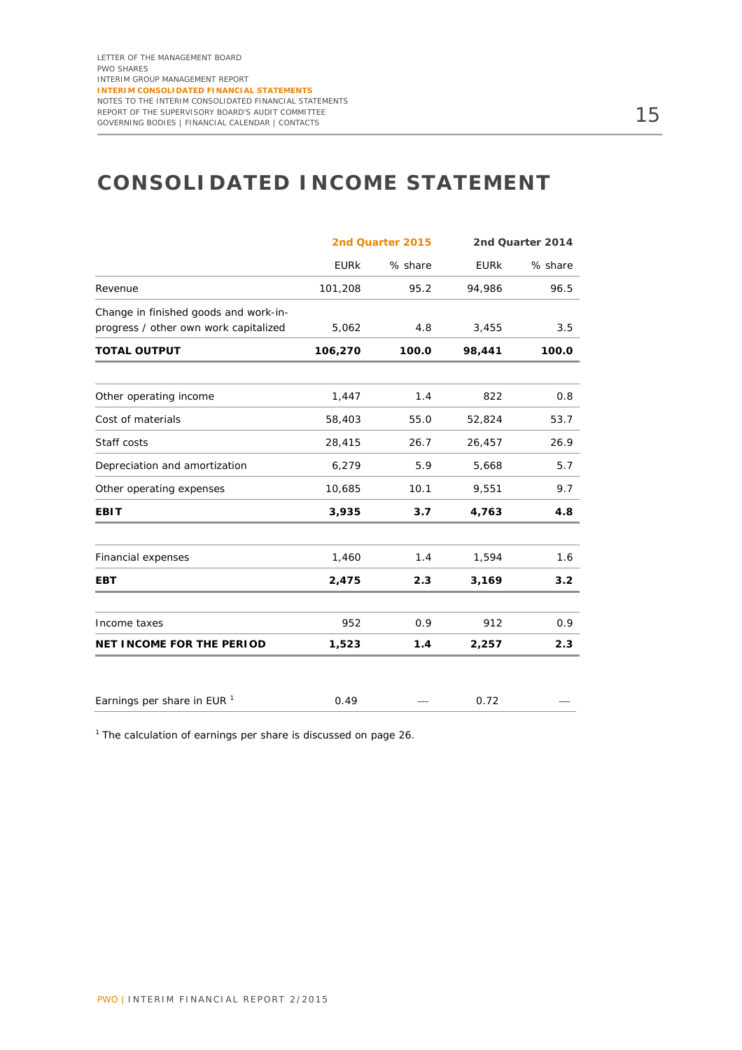# CONSOLIDATED INCOME STATEMENT

| | 2nd Quarter 2015 | | 2nd Quarter 2014 | |
|---|---|---|---|---|
| | EURk | % share | EURk | % share |
| Revenue | 101,208 | 95.2 | 94,986 | 96.5 |
| Change in finished goods and work-in-progress / other own work capitalized | 5,062 | 4.8 | 3,455 | 3.5 |
| **TOTAL OUTPUT** | **106,270** | **100.0** | **98,441** | **100.0** |
| Other operating income | 1,447 | 1.4 | 822 | 0.8 |
| Cost of materials | 58,403 | 55.0 | 52,824 | 53.7 |
| Staff costs | 28,415 | 26.7 | 26,457 | 26.9 |
| Depreciation and amortization | 6,279 | 5.9 | 5,668 | 5.7 |
| Other operating expenses | 10,685 | 10.1 | 9,551 | 9.7 |
| **EBIT** | **3,935** | **3.7** | **4,763** | **4.8** |
| Financial expenses | 1,460 | 1.4 | 1,594 | 1.6 |
| **EBT** | **2,475** | **2.3** | **3,169** | **3.2** |
| Income taxes | 952 | 0.9 | 912 | 0.9 |
| **NET INCOME FOR THE PERIOD** | **1,523** | **1.4** | **2,257** | **2.3** |
| Earnings per share in EUR [1] | 0.49 | — | 0.72 | — |

[1] The calculation of earnings per share is discussed on page 26.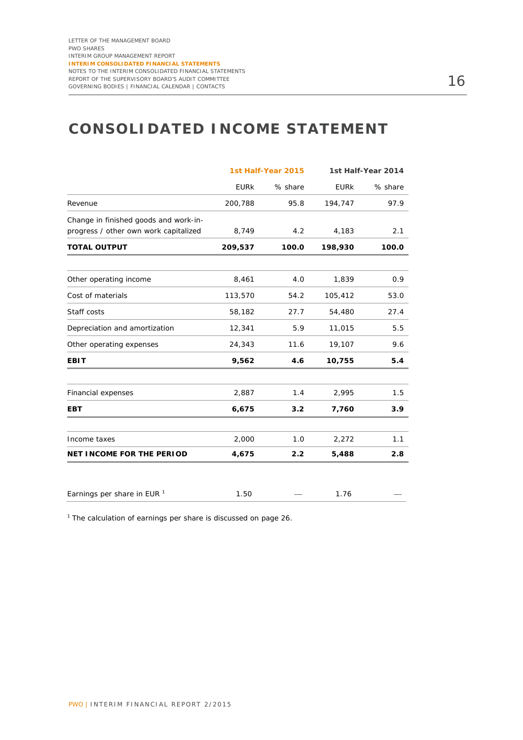# CONSOLIDATED INCOME STATEMENT

| | 1st Half-Year 2015 | | 1st Half-Year 2014 | |
|---|---|---|---|---|
| | EURk | % share | EURk | % share |
| Revenue | 200,788 | 95.8 | 194,747 | 97.9 |
| Change in finished goods and work-in-progress / other own work capitalized | 8,749 | 4.2 | 4,183 | 2.1 |
| **TOTAL OUTPUT** | **209,537** | **100.0** | **198,930** | **100.0** |
| Other operating income | 8,461 | 4.0 | 1,839 | 0.9 |
| Cost of materials | 113,570 | 54.2 | 105,412 | 53.0 |
| Staff costs | 58,182 | 27.7 | 54,480 | 27.4 |
| Depreciation and amortization | 12,341 | 5.9 | 11,015 | 5.5 |
| Other operating expenses | 24,343 | 11.6 | 19,107 | 9.6 |
| **EBIT** | **9,562** | **4.6** | **10,755** | **5.4** |
| Financial expenses | 2,887 | 1.4 | 2,995 | 1.5 |
| **EBT** | **6,675** | **3.2** | **7,760** | **3.9** |
| Income taxes | 2,000 | 1.0 | 2,272 | 1.1 |
| **NET INCOME FOR THE PERIOD** | **4,675** | **2.2** | **5,488** | **2.8** |
| Earnings per share in EUR [1] | 1.50 | — | 1.76 | — |

[1] The calculation of earnings per share is discussed on page 26.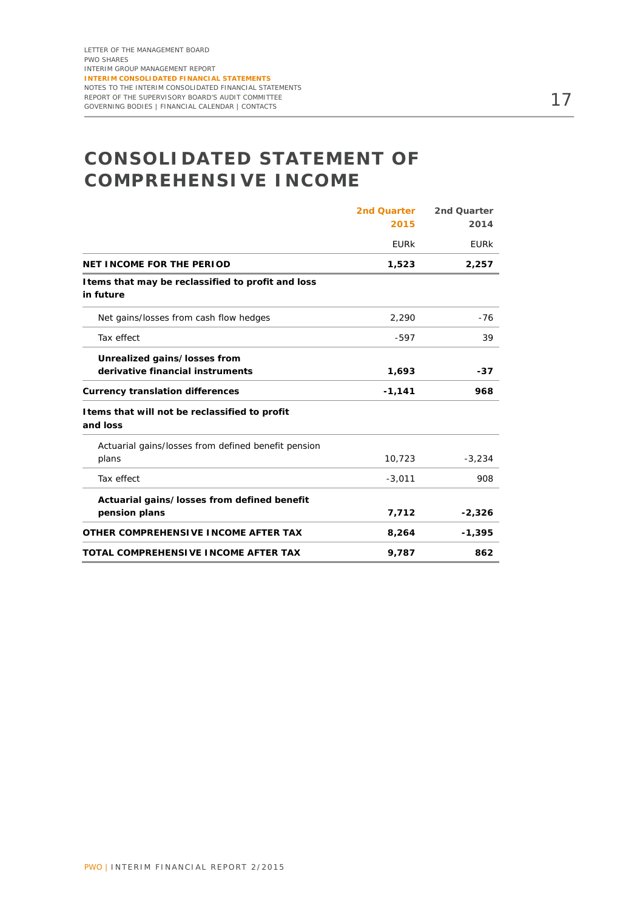# CONSOLIDATED STATEMENT OF COMPREHENSIVE INCOME

| | 2nd Quarter 2015 | 2nd Quarter 2014 |
|---|---|---|
| | EURk | EURk |
| **NET INCOME FOR THE PERIOD** | **1,523** | **2,257** |
| **Items that may be reclassified to profit and loss in future** | | |
| Net gains/losses from cash flow hedges | 2,290 | -76 |
| Tax effect | -597 | 39 |
| **Unrealized gains/losses from derivative financial instruments** | **1,693** | **-37** |
| **Currency translation differences** | **-1,141** | **968** |
| **Items that will not be reclassified to profit and loss** | | |
| Actuarial gains/losses from defined benefit pension plans | 10,723 | -3,234 |
| Tax effect | -3,011 | 908 |
| **Actuarial gains/losses from defined benefit pension plans** | **7,712** | **-2,326** |
| **OTHER COMPREHENSIVE INCOME AFTER TAX** | **8,264** | **-1,395** |
| **TOTAL COMPREHENSIVE INCOME AFTER TAX** | **9,787** | **862** |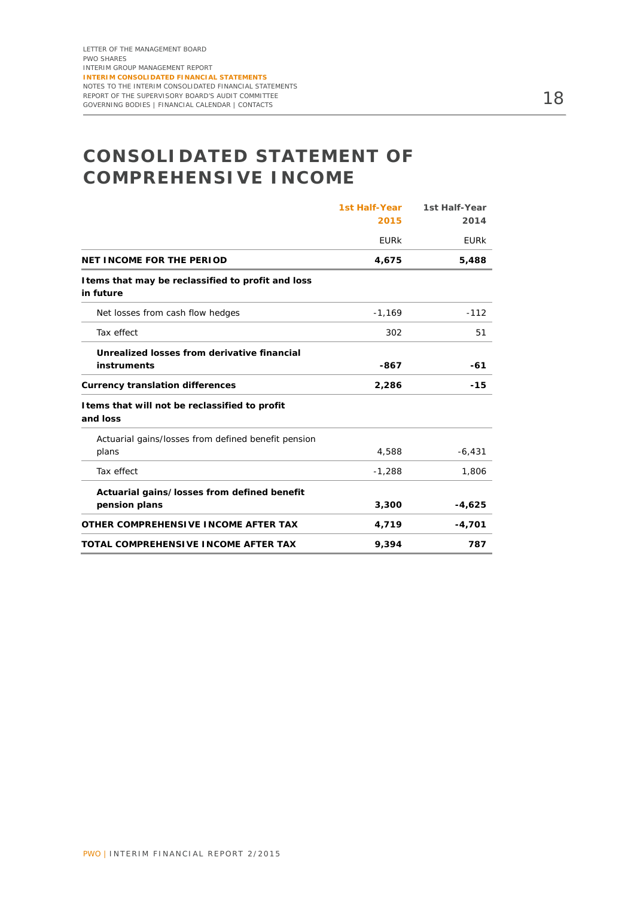# CONSOLIDATED STATEMENT OF COMPREHENSIVE INCOME

| | 1st Half-Year 2015 | 1st Half-Year 2014 |
|---|---|---|
| | EURk | EURk |
| **NET INCOME FOR THE PERIOD** | **4,675** | **5,488** |
| **Items that may be reclassified to profit and loss in future** | | |
| Net losses from cash flow hedges | -1,169 | -112 |
| Tax effect | 302 | 51 |
| **Unrealized losses from derivative financial instruments** | **-867** | **-61** |
| **Currency translation differences** | **2,286** | **-15** |
| **Items that will not be reclassified to profit and loss** | | |
| Actuarial gains/losses from defined benefit pension plans | 4,588 | -6,431 |
| Tax effect | -1,288 | 1,806 |
| **Actuarial gains/losses from defined benefit pension plans** | **3,300** | **-4,625** |
| **OTHER COMPREHENSIVE INCOME AFTER TAX** | **4,719** | **-4,701** |
| **TOTAL COMPREHENSIVE INCOME AFTER TAX** | **9,394** | **787** |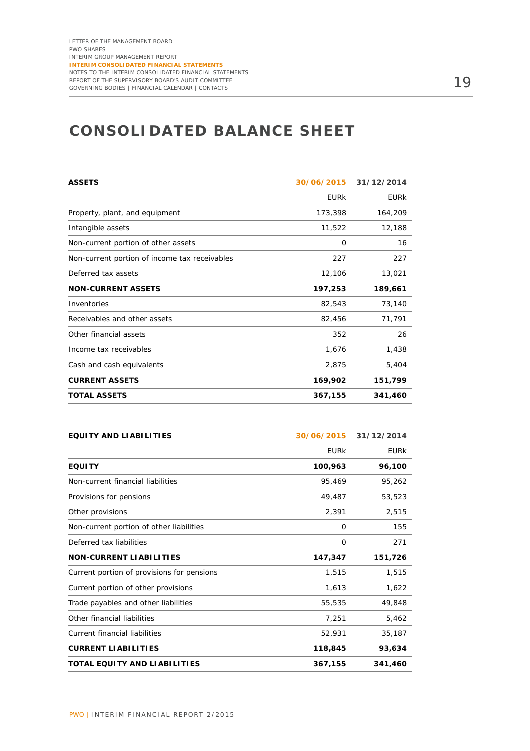# CONSOLIDATED BALANCE SHEET

| ASSETS | 30/06/2015 | 31/12/2014 |
|---|---|---|
| | EURk | EURk |
| Property, plant, and equipment | 173,398 | 164,209 |
| Intangible assets | 11,522 | 12,188 |
| Non-current portion of other assets | 0 | 16 |
| Non-current portion of income tax receivables | 227 | 227 |
| Deferred tax assets | 12,106 | 13,021 |
| **NON-CURRENT ASSETS** | **197,253** | **189,661** |
| Inventories | 82,543 | 73,140 |
| Receivables and other assets | 82,456 | 71,791 |
| Other financial assets | 352 | 26 |
| Income tax receivables | 1,676 | 1,438 |
| Cash and cash equivalents | 2,875 | 5,404 |
| **CURRENT ASSETS** | **169,902** | **151,799** |
| **TOTAL ASSETS** | **367,155** | **341,460** |

| EQUITY AND LIABILITIES | 30/06/2015 | 31/12/2014 |
|---|---|---|
| | EURk | EURk |
| **EQUITY** | **100,963** | **96,100** |
| Non-current financial liabilities | 95,469 | 95,262 |
| Provisions for pensions | 49,487 | 53,523 |
| Other provisions | 2,391 | 2,515 |
| Non-current portion of other liabilities | 0 | 155 |
| Deferred tax liabilities | 0 | 271 |
| **NON-CURRENT LIABILITIES** | **147,347** | **151,726** |
| Current portion of provisions for pensions | 1,515 | 1,515 |
| Current portion of other provisions | 1,613 | 1,622 |
| Trade payables and other liabilities | 55,535 | 49,848 |
| Other financial liabilities | 7,251 | 5,462 |
| Current financial liabilities | 52,931 | 35,187 |
| **CURRENT LIABILITIES** | **118,845** | **93,634** |
| **TOTAL EQUITY AND LIABILITIES** | **367,155** | **341,460** |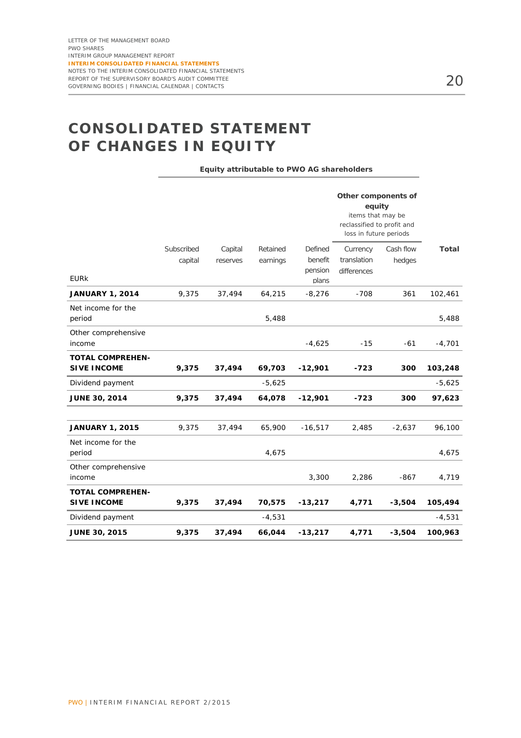# CONSOLIDATED STATEMENT OF CHANGES IN EQUITY

| | Equity attributable to PWO AG shareholders | | | | | | |
|---|---|---|---|---|---|---|---|
| | | | | Other components of equity items that may be reclassified to profit and loss in future periods | | | |
| EURk | Subscribed capital | Capital reserves | Retained earnings | Defined benefit pension plans | Currency translation differences | Cash flow hedges | **Total** |
| **JANUARY 1, 2014** | 9,375 | 37,494 | 64,215 | -8,276 | -708 | 361 | 102,461 |
| Net income for the period | | | 5,488 | | | | 5,488 |
| Other comprehensive income | | | | -4,625 | -15 | -61 | -4,701 |
| **TOTAL COMPREHENSIVE INCOME** | **9,375** | **37,494** | **69,703** | **-12,901** | **-723** | **300** | **103,248** |
| Dividend payment | | | -5,625 | | | | -5,625 |
| **JUNE 30, 2014** | **9,375** | **37,494** | **64,078** | **-12,901** | **-723** | **300** | **97,623** |
| | | | | | | | |
| **JANUARY 1, 2015** | 9,375 | 37,494 | 65,900 | -16,517 | 2,485 | -2,637 | 96,100 |
| Net income for the period | | | 4,675 | | | | 4,675 |
| Other comprehensive income | | | | 3,300 | 2,286 | -867 | 4,719 |
| **TOTAL COMPREHENSIVE INCOME** | **9,375** | **37,494** | **70,575** | **-13,217** | **4,771** | **-3,504** | **105,494** |
| Dividend payment | | | -4,531 | | | | -4,531 |
| **JUNE 30, 2015** | **9,375** | **37,494** | **66,044** | **-13,217** | **4,771** | **-3,504** | **100,963** |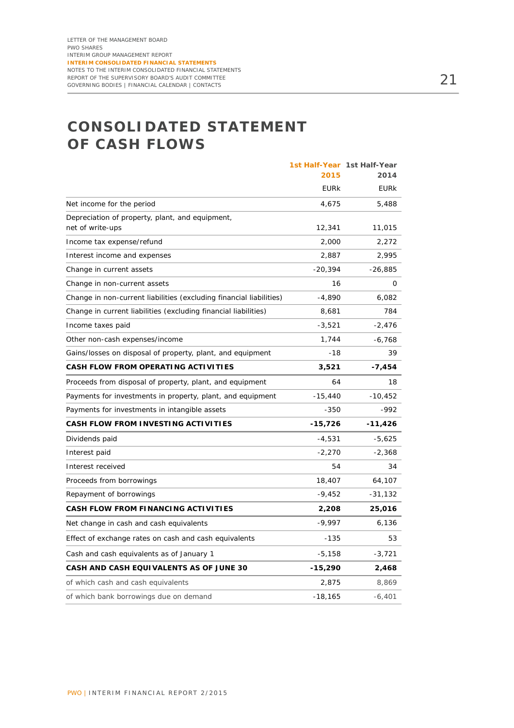# CONSOLIDATED STATEMENT OF CASH FLOWS

| | 1st Half-Year 2015 | 1st Half-Year 2014 |
|---|---|---|
| | EURk | EURk |
| Net income for the period | 4,675 | 5,488 |
| Depreciation of property, plant, and equipment, net of write-ups | 12,341 | 11,015 |
| Income tax expense/refund | 2,000 | 2,272 |
| Interest income and expenses | 2,887 | 2,995 |
| Change in current assets | -20,394 | -26,885 |
| Change in non-current assets | 16 | 0 |
| Change in non-current liabilities (excluding financial liabilities) | -4,890 | 6,082 |
| Change in current liabilities (excluding financial liabilities) | 8,681 | 784 |
| Income taxes paid | -3,521 | -2,476 |
| Other non-cash expenses/income | 1,744 | -6,768 |
| Gains/losses on disposal of property, plant, and equipment | -18 | 39 |
| **CASH FLOW FROM OPERATING ACTIVITIES** | **3,521** | **-7,454** |
| Proceeds from disposal of property, plant, and equipment | 64 | 18 |
| Payments for investments in property, plant, and equipment | -15,440 | -10,452 |
| Payments for investments in intangible assets | -350 | -992 |
| **CASH FLOW FROM INVESTING ACTIVITIES** | **-15,726** | **-11,426** |
| Dividends paid | -4,531 | -5,625 |
| Interest paid | -2,270 | -2,368 |
| Interest received | 54 | 34 |
| Proceeds from borrowings | 18,407 | 64,107 |
| Repayment of borrowings | -9,452 | -31,132 |
| **CASH FLOW FROM FINANCING ACTIVITIES** | **2,208** | **25,016** |
| Net change in cash and cash equivalents | -9,997 | 6,136 |
| Effect of exchange rates on cash and cash equivalents | -135 | 53 |
| Cash and cash equivalents as of January 1 | -5,158 | -3,721 |
| **CASH AND CASH EQUIVALENTS AS OF JUNE 30** | **-15,290** | **2,468** |
| of which cash and cash equivalents | 2,875 | 8,869 |
| of which bank borrowings due on demand | -18,165 | -6,401 |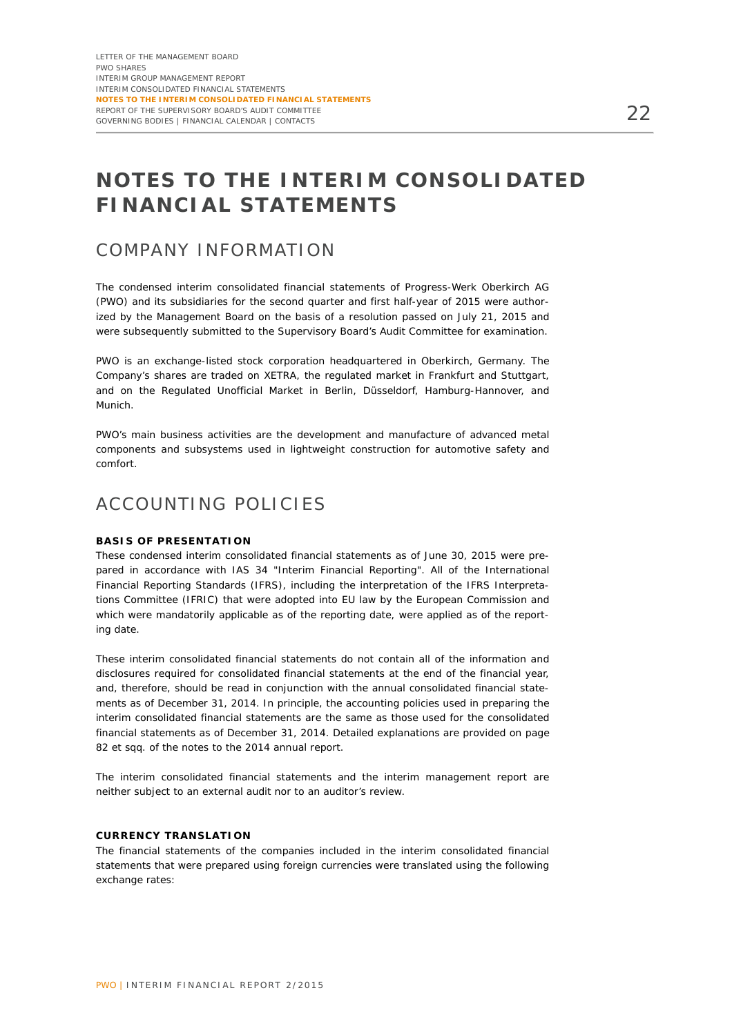# NOTES TO THE INTERIM CONSOLIDATED FINANCIAL STATEMENTS

## COMPANY INFORMATION

The condensed interim consolidated financial statements of Progress-Werk Oberkirch AG (PWO) and its subsidiaries for the second quarter and first half-year of 2015 were authorized by the Management Board on the basis of a resolution passed on July 21, 2015 and were subsequently submitted to the Supervisory Board's Audit Committee for examination.

PWO is an exchange-listed stock corporation headquartered in Oberkirch, Germany. The Company's shares are traded on XETRA, the regulated market in Frankfurt and Stuttgart, and on the Regulated Unofficial Market in Berlin, Düsseldorf, Hamburg-Hannover, and Munich.

PWO's main business activities are the development and manufacture of advanced metal components and subsystems used in lightweight construction for automotive safety and comfort.

## ACCOUNTING POLICIES

### BASIS OF PRESENTATION

These condensed interim consolidated financial statements as of June 30, 2015 were prepared in accordance with IAS 34 "Interim Financial Reporting". All of the International Financial Reporting Standards (IFRS), including the interpretation of the IFRS Interpretations Committee (IFRIC) that were adopted into EU law by the European Commission and which were mandatorily applicable as of the reporting date, were applied as of the reporting date.

These interim consolidated financial statements do not contain all of the information and disclosures required for consolidated financial statements at the end of the financial year, and, therefore, should be read in conjunction with the annual consolidated financial statements as of December 31, 2014. In principle, the accounting policies used in preparing the interim consolidated financial statements are the same as those used for the consolidated financial statements as of December 31, 2014. Detailed explanations are provided on page 82 et sqq. of the notes to the 2014 annual report.

The interim consolidated financial statements and the interim management report are neither subject to an external audit nor to an auditor's review.

### CURRENCY TRANSLATION

The financial statements of the companies included in the interim consolidated financial statements that were prepared using foreign currencies were translated using the following exchange rates: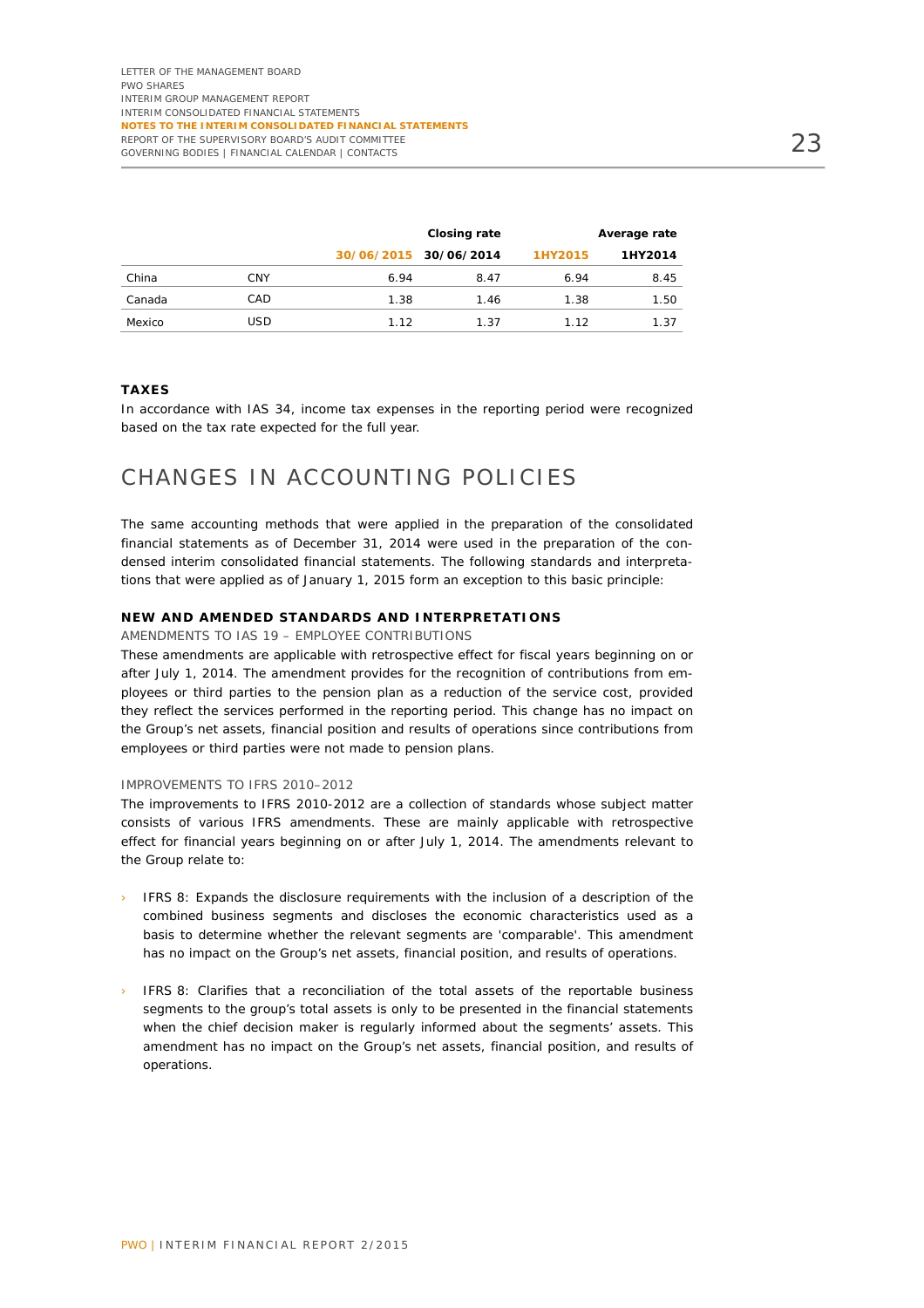| | | Closing rate | | Average rate | |
|---|---|---|---|---|---|
| | | 30/06/2015 | 30/06/2014 | 1HY2015 | 1HY2014 |
| China | CNY | 6.94 | 8.47 | 6.94 | 8.45 |
| Canada | CAD | 1.38 | 1.46 | 1.38 | 1.50 |
| Mexico | USD | 1.12 | 1.37 | 1.12 | 1.37 |

### TAXES

In accordance with IAS 34, income tax expenses in the reporting period were recognized based on the tax rate expected for the full year.

# CHANGES IN ACCOUNTING POLICIES

The same accounting methods that were applied in the preparation of the consolidated financial statements as of December 31, 2014 were used in the preparation of the condensed interim consolidated financial statements. The following standards and interpretations that were applied as of January 1, 2015 form an exception to this basic principle:

### NEW AND AMENDED STANDARDS AND INTERPRETATIONS

AMENDMENTS TO IAS 19 – EMPLOYEE CONTRIBUTIONS

These amendments are applicable with retrospective effect for fiscal years beginning on or after July 1, 2014. The amendment provides for the recognition of contributions from employees or third parties to the pension plan as a reduction of the service cost, provided they reflect the services performed in the reporting period. This change has no impact on the Group's net assets, financial position and results of operations since contributions from employees or third parties were not made to pension plans.

IMPROVEMENTS TO IFRS 2010–2012

The improvements to IFRS 2010-2012 are a collection of standards whose subject matter consists of various IFRS amendments. These are mainly applicable with retrospective effect for financial years beginning on or after July 1, 2014. The amendments relevant to the Group relate to:

- IFRS 8: Expands the disclosure requirements with the inclusion of a description of the combined business segments and discloses the economic characteristics used as a basis to determine whether the relevant segments are 'comparable'. This amendment has no impact on the Group's net assets, financial position, and results of operations.
- IFRS 8: Clarifies that a reconciliation of the total assets of the reportable business segments to the group's total assets is only to be presented in the financial statements when the chief decision maker is regularly informed about the segments' assets. This amendment has no impact on the Group's net assets, financial position, and results of operations.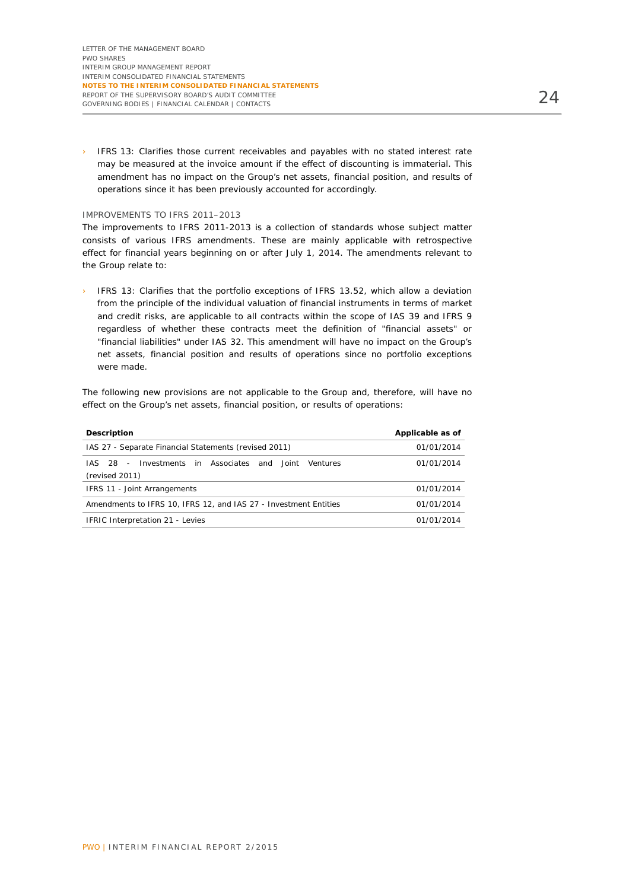- IFRS 13: Clarifies those current receivables and payables with no stated interest rate may be measured at the invoice amount if the effect of discounting is immaterial. This amendment has no impact on the Group's net assets, financial position, and results of operations since it has been previously accounted for accordingly.

IMPROVEMENTS TO IFRS 2011–2013

The improvements to IFRS 2011-2013 is a collection of standards whose subject matter consists of various IFRS amendments. These are mainly applicable with retrospective effect for financial years beginning on or after July 1, 2014. The amendments relevant to the Group relate to:

- IFRS 13: Clarifies that the portfolio exceptions of IFRS 13.52, which allow a deviation from the principle of the individual valuation of financial instruments in terms of market and credit risks, are applicable to all contracts within the scope of IAS 39 and IFRS 9 regardless of whether these contracts meet the definition of "financial assets" or "financial liabilities" under IAS 32. This amendment will have no impact on the Group's net assets, financial position and results of operations since no portfolio exceptions were made.

The following new provisions are not applicable to the Group and, therefore, will have no effect on the Group's net assets, financial position, or results of operations:

| Description | Applicable as of |
|---|---|
| IAS 27 - Separate Financial Statements (revised 2011) | 01/01/2014 |
| IAS 28 - Investments in Associates and Joint Ventures (revised 2011) | 01/01/2014 |
| IFRS 11 - Joint Arrangements | 01/01/2014 |
| Amendments to IFRS 10, IFRS 12, and IAS 27 - Investment Entities | 01/01/2014 |
| IFRIC Interpretation 21 - Levies | 01/01/2014 |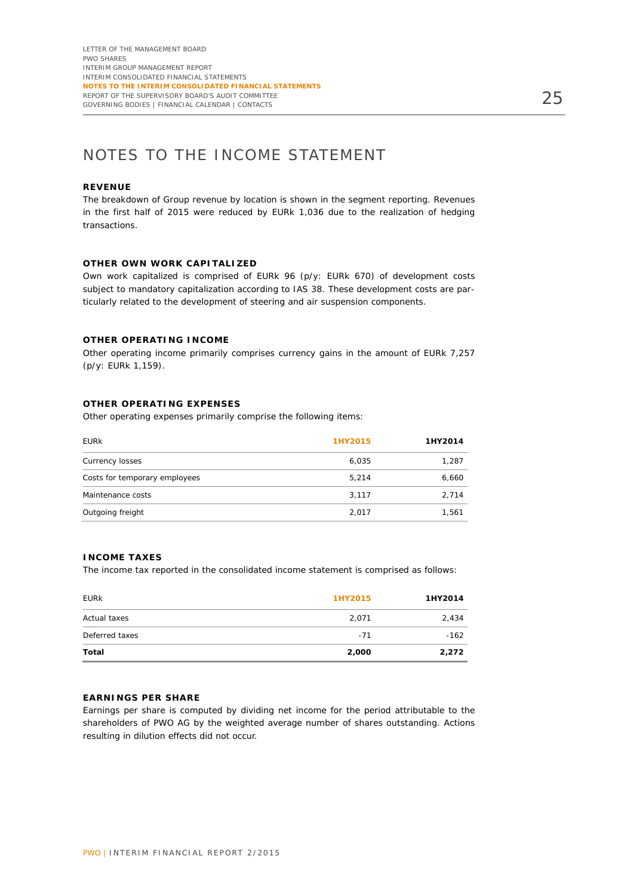# NOTES TO THE INCOME STATEMENT

### REVENUE

The breakdown of Group revenue by location is shown in the segment reporting. Revenues in the first half of 2015 were reduced by EURk 1,036 due to the realization of hedging transactions.

### OTHER OWN WORK CAPITALIZED

Own work capitalized is comprised of EURk 96 (p/y: EURk 670) of development costs subject to mandatory capitalization according to IAS 38. These development costs are particularly related to the development of steering and air suspension components.

### OTHER OPERATING INCOME

Other operating income primarily comprises currency gains in the amount of EURk 7,257 (p/y: EURk 1,159).

### OTHER OPERATING EXPENSES

Other operating expenses primarily comprise the following items:

| EURk | 1HY2015 | 1HY2014 |
|---|---|---|
| Currency losses | 6,035 | 1,287 |
| Costs for temporary employees | 5,214 | 6,660 |
| Maintenance costs | 3,117 | 2,714 |
| Outgoing freight | 2,017 | 1,561 |

### INCOME TAXES

The income tax reported in the consolidated income statement is comprised as follows:

| EURk | 1HY2015 | 1HY2014 |
|---|---|---|
| Actual taxes | 2,071 | 2,434 |
| Deferred taxes | -71 | -162 |
| **Total** | **2,000** | **2,272** |

### EARNINGS PER SHARE

Earnings per share is computed by dividing net income for the period attributable to the shareholders of PWO AG by the weighted average number of shares outstanding. Actions resulting in dilution effects did not occur.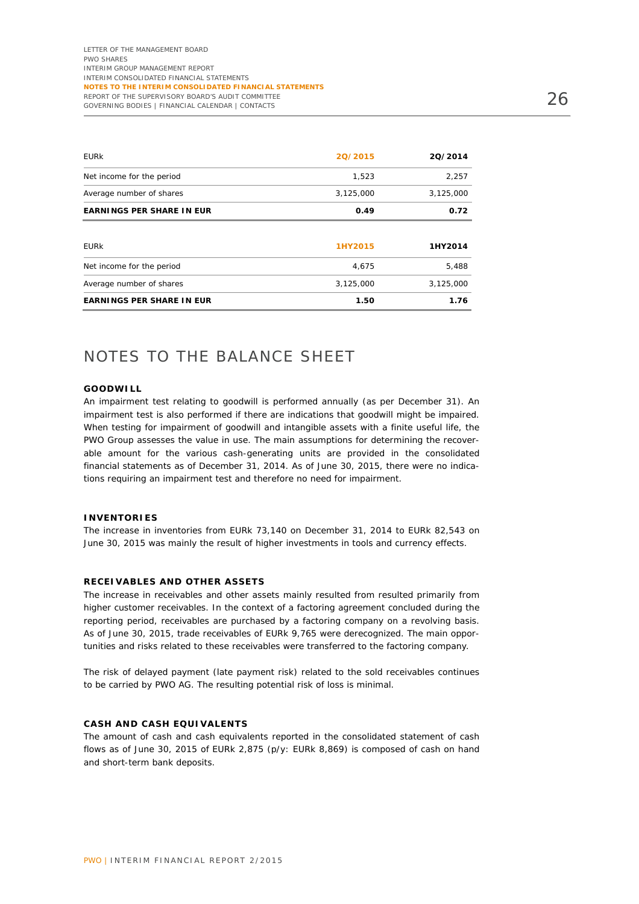| EURk | 2Q/2015 | 2Q/2014 |
|---|---|---|
| Net income for the period | 1,523 | 2,257 |
| Average number of shares | 3,125,000 | 3,125,000 |
| **EARNINGS PER SHARE IN EUR** | **0.49** | **0.72** |

| EURk | 1HY2015 | 1HY2014 |
|---|---|---|
| Net income for the period | 4,675 | 5,488 |
| Average number of shares | 3,125,000 | 3,125,000 |
| **EARNINGS PER SHARE IN EUR** | **1.50** | **1.76** |

# NOTES TO THE BALANCE SHEET

### GOODWILL

An impairment test relating to goodwill is performed annually (as per December 31). An impairment test is also performed if there are indications that goodwill might be impaired. When testing for impairment of goodwill and intangible assets with a finite useful life, the PWO Group assesses the value in use. The main assumptions for determining the recoverable amount for the various cash-generating units are provided in the consolidated financial statements as of December 31, 2014. As of June 30, 2015, there were no indications requiring an impairment test and therefore no need for impairment.

### INVENTORIES

The increase in inventories from EURk 73,140 on December 31, 2014 to EURk 82,543 on June 30, 2015 was mainly the result of higher investments in tools and currency effects.

### RECEIVABLES AND OTHER ASSETS

The increase in receivables and other assets mainly resulted from resulted primarily from higher customer receivables. In the context of a factoring agreement concluded during the reporting period, receivables are purchased by a factoring company on a revolving basis. As of June 30, 2015, trade receivables of EURk 9,765 were derecognized. The main opportunities and risks related to these receivables were transferred to the factoring company.

The risk of delayed payment (late payment risk) related to the sold receivables continues to be carried by PWO AG. The resulting potential risk of loss is minimal.

### CASH AND CASH EQUIVALENTS

The amount of cash and cash equivalents reported in the consolidated statement of cash flows as of June 30, 2015 of EURk 2,875 (p/y: EURk 8,869) is composed of cash on hand and short-term bank deposits.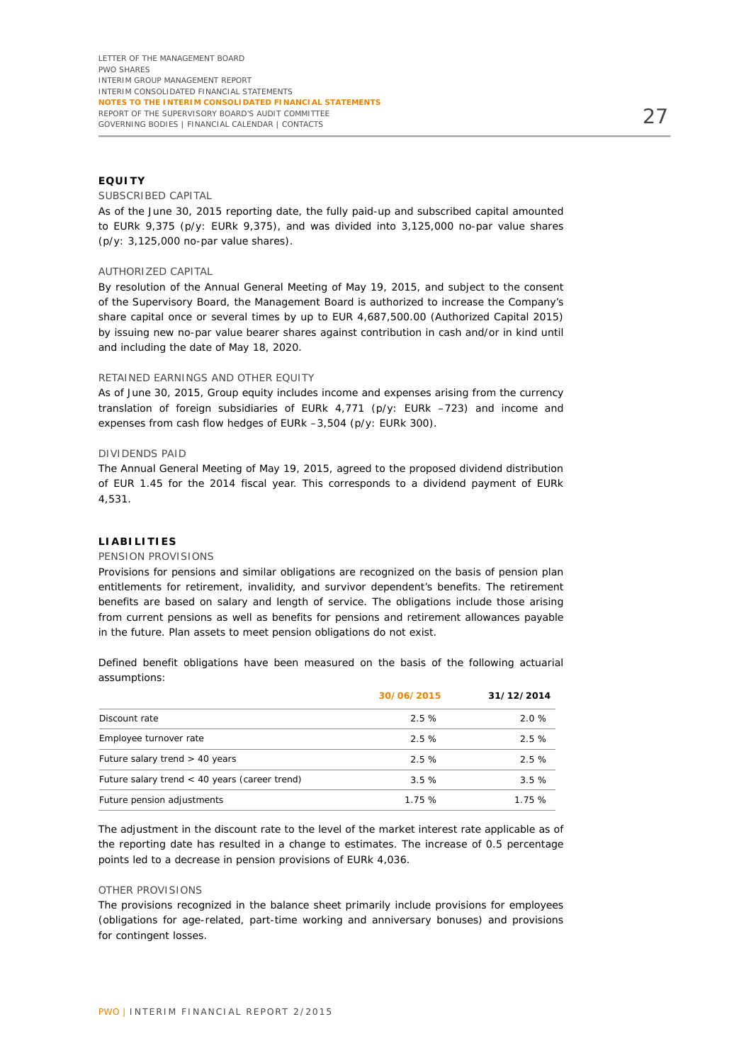## EQUITY

### SUBSCRIBED CAPITAL

As of the June 30, 2015 reporting date, the fully paid-up and subscribed capital amounted to EURk 9,375 (p/y: EURk 9,375), and was divided into 3,125,000 no-par value shares (p/y: 3,125,000 no-par value shares).

### AUTHORIZED CAPITAL

By resolution of the Annual General Meeting of May 19, 2015, and subject to the consent of the Supervisory Board, the Management Board is authorized to increase the Company's share capital once or several times by up to EUR 4,687,500.00 (Authorized Capital 2015) by issuing new no-par value bearer shares against contribution in cash and/or in kind until and including the date of May 18, 2020.

### RETAINED EARNINGS AND OTHER EQUITY

As of June 30, 2015, Group equity includes income and expenses arising from the currency translation of foreign subsidiaries of EURk 4,771 (p/y: EURk –723) and income and expenses from cash flow hedges of EURk –3,504 (p/y: EURk 300).

### DIVIDENDS PAID

The Annual General Meeting of May 19, 2015, agreed to the proposed dividend distribution of EUR 1.45 for the 2014 fiscal year. This corresponds to a dividend payment of EURk 4,531.

## LIABILITIES

### PENSION PROVISIONS

Provisions for pensions and similar obligations are recognized on the basis of pension plan entitlements for retirement, invalidity, and survivor dependent's benefits. The retirement benefits are based on salary and length of service. The obligations include those arising from current pensions as well as benefits for pensions and retirement allowances payable in the future. Plan assets to meet pension obligations do not exist.

Defined benefit obligations have been measured on the basis of the following actuarial assumptions:

| | 30/06/2015 | 31/12/2014 |
|---|---|---|
| Discount rate | 2.5 % | 2.0 % |
| Employee turnover rate | 2.5 % | 2.5 % |
| Future salary trend > 40 years | 2.5 % | 2.5 % |
| Future salary trend < 40 years (career trend) | 3.5 % | 3.5 % |
| Future pension adjustments | 1.75 % | 1.75 % |

The adjustment in the discount rate to the level of the market interest rate applicable as of the reporting date has resulted in a change to estimates. The increase of 0.5 percentage points led to a decrease in pension provisions of EURk 4,036.

### OTHER PROVISIONS

The provisions recognized in the balance sheet primarily include provisions for employees (obligations for age-related, part-time working and anniversary bonuses) and provisions for contingent losses.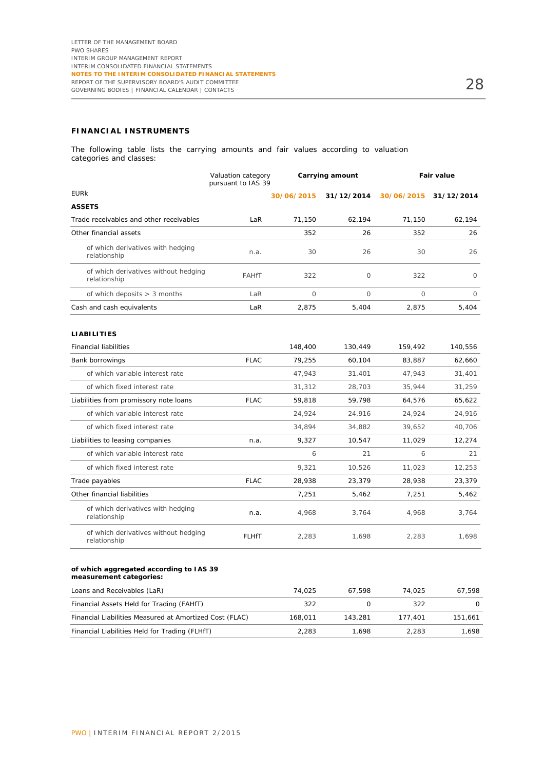## FINANCIAL INSTRUMENTS

The following table lists the carrying amounts and fair values according to valuation categories and classes:

| | Valuation category pursuant to IAS 39 | Carrying amount | | Fair value | |
|---|---|---|---|---|---|
| EURk | | 30/06/2015 | 31/12/2014 | 30/06/2015 | 31/12/2014 |
| **ASSETS** | | | | | |
| Trade receivables and other receivables | LaR | 71,150 | 62,194 | 71,150 | 62,194 |
| Other financial assets | | 352 | 26 | 352 | 26 |
| of which derivatives with hedging relationship | n.a. | 30 | 26 | 30 | 26 |
| of which derivatives without hedging relationship | FAHfT | 322 | 0 | 322 | 0 |
| of which deposits > 3 months | LaR | 0 | 0 | 0 | 0 |
| Cash and cash equivalents | LaR | 2,875 | 5,404 | 2,875 | 5,404 |
| **LIABILITIES** | | | | | |
| Financial liabilities | | 148,400 | 130,449 | 159,492 | 140,556 |
| Bank borrowings | FLAC | 79,255 | 60,104 | 83,887 | 62,660 |
| of which variable interest rate | | 47,943 | 31,401 | 47,943 | 31,401 |
| of which fixed interest rate | | 31,312 | 28,703 | 35,944 | 31,259 |
| Liabilities from promissory note loans | FLAC | 59,818 | 59,798 | 64,576 | 65,622 |
| of which variable interest rate | | 24,924 | 24,916 | 24,924 | 24,916 |
| of which fixed interest rate | | 34,894 | 34,882 | 39,652 | 40,706 |
| Liabilities to leasing companies | n.a. | 9,327 | 10,547 | 11,029 | 12,274 |
| of which variable interest rate | | 6 | 21 | 6 | 21 |
| of which fixed interest rate | | 9,321 | 10,526 | 11,023 | 12,253 |
| Trade payables | FLAC | 28,938 | 23,379 | 28,938 | 23,379 |
| Other financial liabilities | | 7,251 | 5,462 | 7,251 | 5,462 |
| of which derivatives with hedging relationship | n.a. | 4,968 | 3,764 | 4,968 | 3,764 |
| of which derivatives without hedging relationship | FLHfT | 2,283 | 1,698 | 2,283 | 1,698 |
| **of which aggregated according to IAS 39 measurement categories:** | | | | | |
| Loans and Receivables (LaR) | | 74,025 | 67,598 | 74,025 | 67,598 |
| Financial Assets Held for Trading (FAHfT) | | 322 | 0 | 322 | 0 |
| Financial Liabilities Measured at Amortized Cost (FLAC) | | 168,011 | 143,281 | 177,401 | 151,661 |
| Financial Liabilities Held for Trading (FLHfT) | | 2,283 | 1,698 | 2,283 | 1,698 |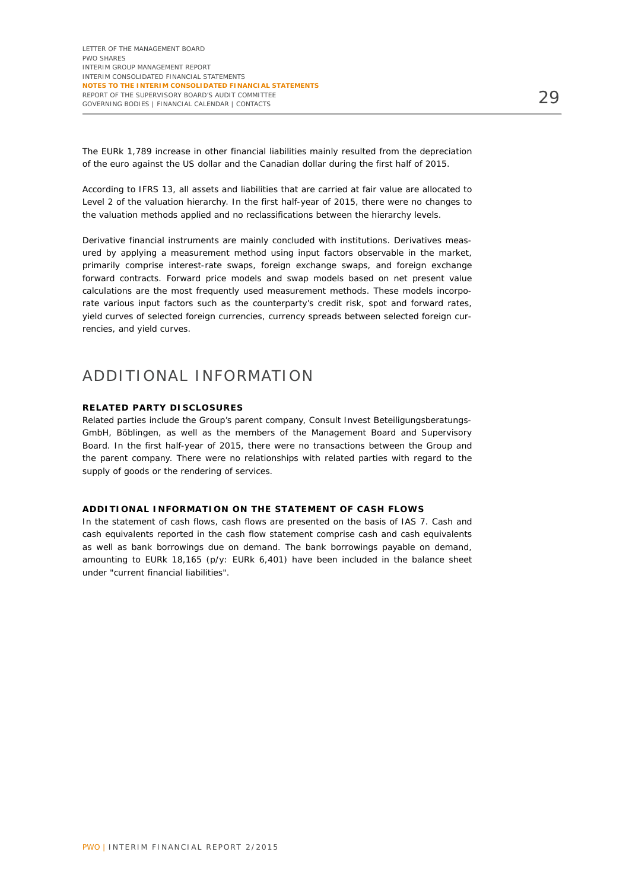The EURk 1,789 increase in other financial liabilities mainly resulted from the depreciation of the euro against the US dollar and the Canadian dollar during the first half of 2015.

According to IFRS 13, all assets and liabilities that are carried at fair value are allocated to Level 2 of the valuation hierarchy. In the first half-year of 2015, there were no changes to the valuation methods applied and no reclassifications between the hierarchy levels.

Derivative financial instruments are mainly concluded with institutions. Derivatives measured by applying a measurement method using input factors observable in the market, primarily comprise interest-rate swaps, foreign exchange swaps, and foreign exchange forward contracts. Forward price models and swap models based on net present value calculations are the most frequently used measurement methods. These models incorporate various input factors such as the counterparty's credit risk, spot and forward rates, yield curves of selected foreign currencies, currency spreads between selected foreign currencies, and yield curves.

# ADDITIONAL INFORMATION

### RELATED PARTY DISCLOSURES

Related parties include the Group's parent company, Consult Invest Beteiligungsberatungs-GmbH, Böblingen, as well as the members of the Management Board and Supervisory Board. In the first half-year of 2015, there were no transactions between the Group and the parent company. There were no relationships with related parties with regard to the supply of goods or the rendering of services.

### ADDITIONAL INFORMATION ON THE STATEMENT OF CASH FLOWS

In the statement of cash flows, cash flows are presented on the basis of IAS 7. Cash and cash equivalents reported in the cash flow statement comprise cash and cash equivalents as well as bank borrowings due on demand. The bank borrowings payable on demand, amounting to EURk 18,165 (p/y: EURk 6,401) have been included in the balance sheet under "current financial liabilities".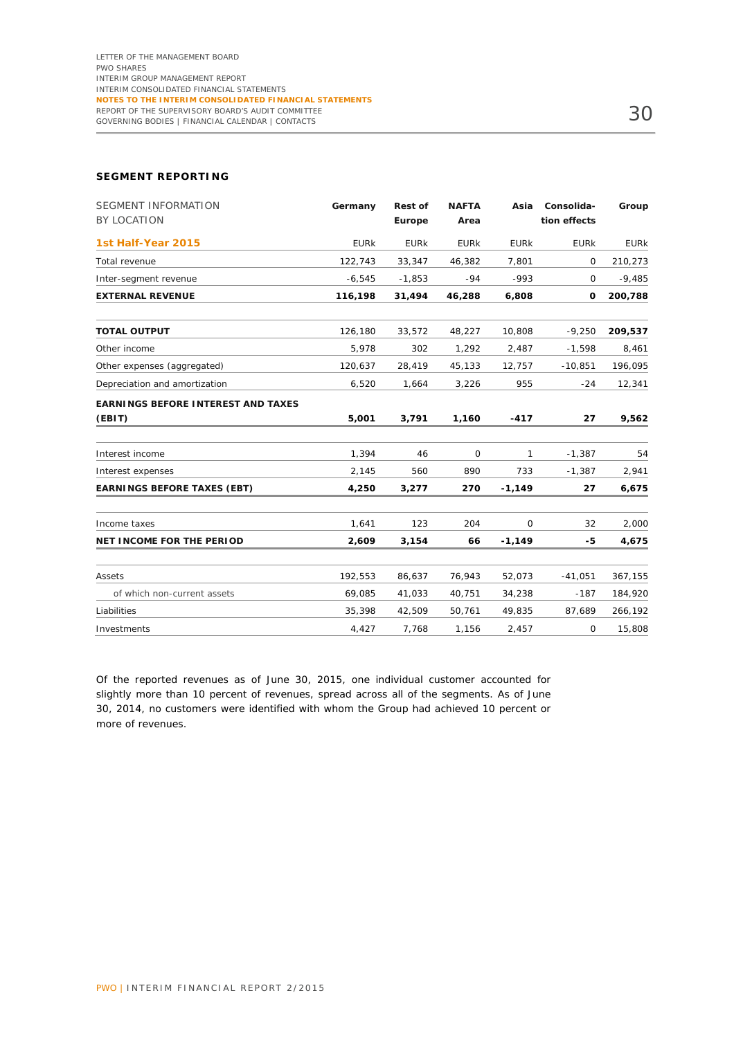## SEGMENT REPORTING

| SEGMENT INFORMATION BY LOCATION | Germany | Rest of Europe | NAFTA Area | Asia | Consolidation effects | Group |
|---|---|---|---|---|---|---|
| **1st Half-Year 2015** | EURk | EURk | EURk | EURk | EURk | EURk |
| Total revenue | 122,743 | 33,347 | 46,382 | 7,801 | 0 | 210,273 |
| Inter-segment revenue | -6,545 | -1,853 | -94 | -993 | 0 | -9,485 |
| **EXTERNAL REVENUE** | **116,198** | **31,494** | **46,288** | **6,808** | **0** | **200,788** |
| **TOTAL OUTPUT** | 126,180 | 33,572 | 48,227 | 10,808 | -9,250 | **209,537** |
| Other income | 5,978 | 302 | 1,292 | 2,487 | -1,598 | 8,461 |
| Other expenses (aggregated) | 120,637 | 28,419 | 45,133 | 12,757 | -10,851 | 196,095 |
| Depreciation and amortization | 6,520 | 1,664 | 3,226 | 955 | -24 | 12,341 |
| **EARNINGS BEFORE INTEREST AND TAXES (EBIT)** | **5,001** | **3,791** | **1,160** | **-417** | **27** | **9,562** |
| Interest income | 1,394 | 46 | 0 | 1 | -1,387 | 54 |
| Interest expenses | 2,145 | 560 | 890 | 733 | -1,387 | 2,941 |
| **EARNINGS BEFORE TAXES (EBT)** | **4,250** | **3,277** | **270** | **-1,149** | **27** | **6,675** |
| Income taxes | 1,641 | 123 | 204 | 0 | 32 | 2,000 |
| **NET INCOME FOR THE PERIOD** | **2,609** | **3,154** | **66** | **-1,149** | **-5** | **4,675** |
| Assets | 192,553 | 86,637 | 76,943 | 52,073 | -41,051 | 367,155 |
| of which non-current assets | 69,085 | 41,033 | 40,751 | 34,238 | -187 | 184,920 |
| Liabilities | 35,398 | 42,509 | 50,761 | 49,835 | 87,689 | 266,192 |
| Investments | 4,427 | 7,768 | 1,156 | 2,457 | 0 | 15,808 |

Of the reported revenues as of June 30, 2015, one individual customer accounted for slightly more than 10 percent of revenues, spread across all of the segments. As of June 30, 2014, no customers were identified with whom the Group had achieved 10 percent or more of revenues.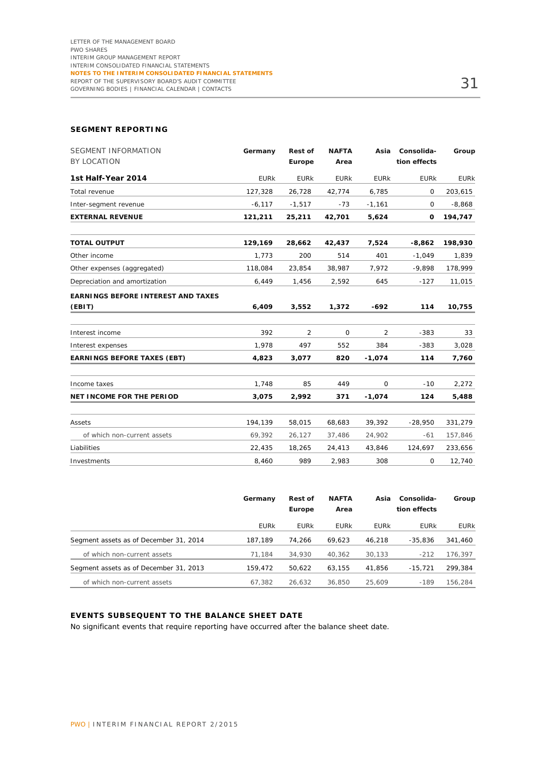## SEGMENT REPORTING

| SEGMENT INFORMATION BY LOCATION | Germany | Rest of Europe | NAFTA Area | Asia | Consolidation effects | Group |
|---|---|---|---|---|---|---|
| **1st Half-Year 2014** | EURk | EURk | EURk | EURk | EURk | EURk |
| Total revenue | 127,328 | 26,728 | 42,774 | 6,785 | 0 | 203,615 |
| Inter-segment revenue | -6,117 | -1,517 | -73 | -1,161 | 0 | -8,868 |
| **EXTERNAL REVENUE** | **121,211** | **25,211** | **42,701** | **5,624** | **0** | **194,747** |
| **TOTAL OUTPUT** | **129,169** | **28,662** | **42,437** | **7,524** | **-8,862** | **198,930** |
| Other income | 1,773 | 200 | 514 | 401 | -1,049 | 1,839 |
| Other expenses (aggregated) | 118,084 | 23,854 | 38,987 | 7,972 | -9,898 | 178,999 |
| Depreciation and amortization | 6,449 | 1,456 | 2,592 | 645 | -127 | 11,015 |
| **EARNINGS BEFORE INTEREST AND TAXES (EBIT)** | **6,409** | **3,552** | **1,372** | **-692** | **114** | **10,755** |
| Interest income | 392 | 2 | 0 | 2 | -383 | 33 |
| Interest expenses | 1,978 | 497 | 552 | 384 | -383 | 3,028 |
| **EARNINGS BEFORE TAXES (EBT)** | **4,823** | **3,077** | **820** | **-1,074** | **114** | **7,760** |
| Income taxes | 1,748 | 85 | 449 | 0 | -10 | 2,272 |
| **NET INCOME FOR THE PERIOD** | **3,075** | **2,992** | **371** | **-1,074** | **124** | **5,488** |
| Assets | 194,139 | 58,015 | 68,683 | 39,392 | -28,950 | 331,279 |
| of which non-current assets | 69,392 | 26,127 | 37,486 | 24,902 | -61 | 157,846 |
| Liabilities | 22,435 | 18,265 | 24,413 | 43,846 | 124,697 | 233,656 |
| Investments | 8,460 | 989 | 2,983 | 308 | 0 | 12,740 |

| | Germany | Rest of Europe | NAFTA Area | Asia | Consolidation effects | Group |
|---|---|---|---|---|---|---|
| | EURk | EURk | EURk | EURk | EURk | EURk |
| Segment assets as of December 31, 2014 | 187,189 | 74,266 | 69,623 | 46,218 | -35,836 | 341,460 |
| of which non-current assets | 71,184 | 34,930 | 40,362 | 30,133 | -212 | 176,397 |
| Segment assets as of December 31, 2013 | 159,472 | 50,622 | 63,155 | 41,856 | -15,721 | 299,384 |
| of which non-current assets | 67,382 | 26,632 | 36,850 | 25,609 | -189 | 156,284 |

## EVENTS SUBSEQUENT TO THE BALANCE SHEET DATE

No significant events that require reporting have occurred after the balance sheet date.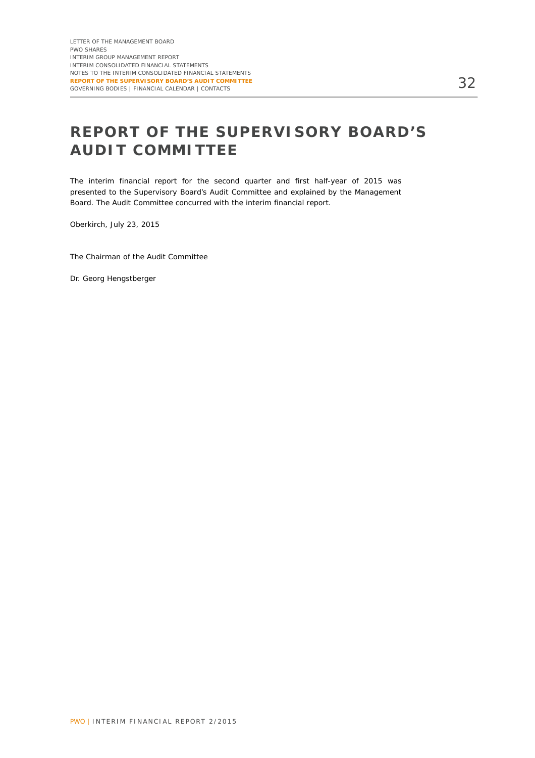# REPORT OF THE SUPERVISORY BOARD'S AUDIT COMMITTEE

The interim financial report for the second quarter and first half-year of 2015 was presented to the Supervisory Board's Audit Committee and explained by the Management Board. The Audit Committee concurred with the interim financial report.

Oberkirch, July 23, 2015

The Chairman of the Audit Committee

Dr. Georg Hengstberger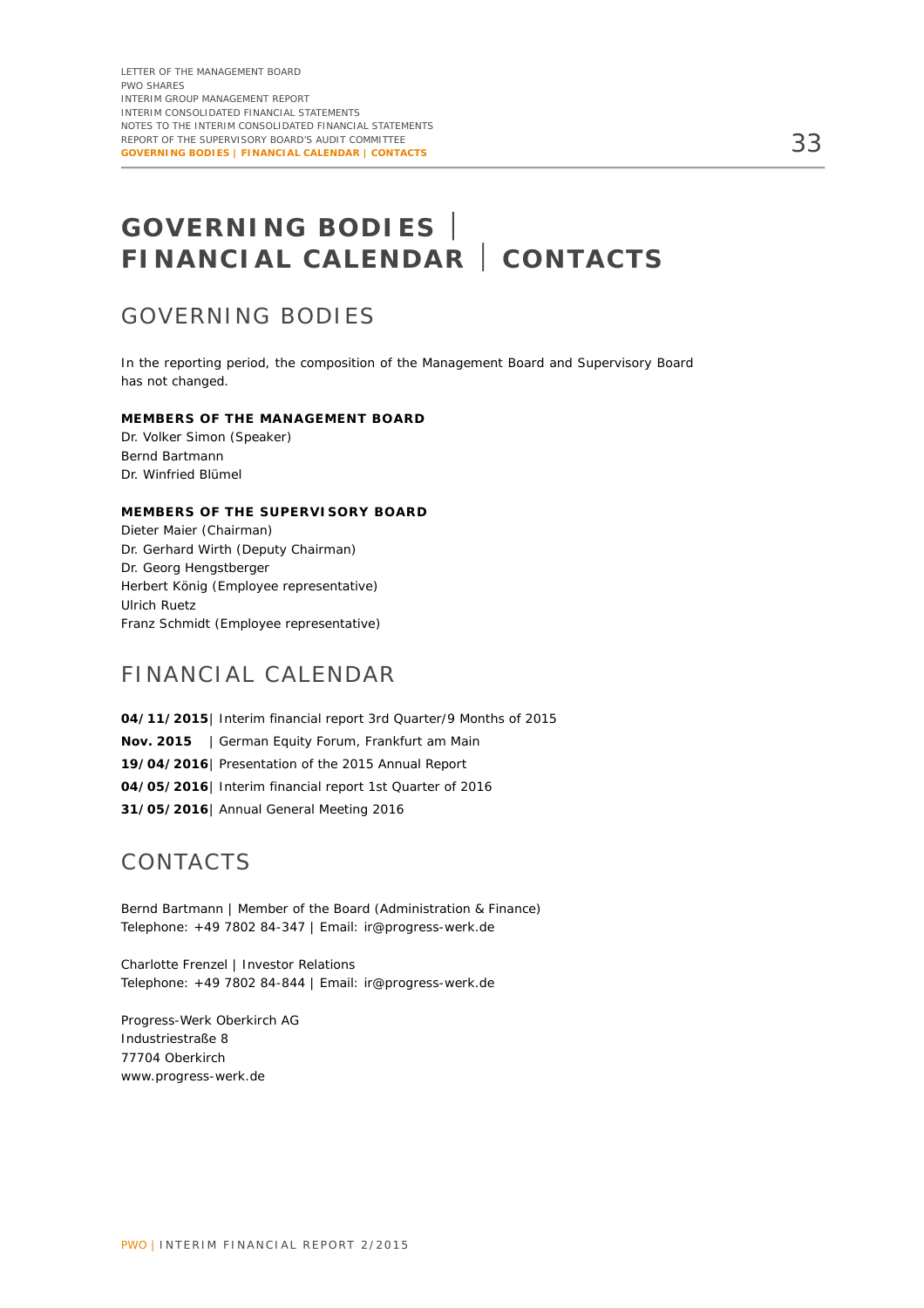# GOVERNING BODIES | FINANCIAL CALENDAR | CONTACTS

## GOVERNING BODIES

In the reporting period, the composition of the Management Board and Supervisory Board has not changed.

**MEMBERS OF THE MANAGEMENT BOARD**

Dr. Volker Simon (Speaker)
Bernd Bartmann
Dr. Winfried Blümel

**MEMBERS OF THE SUPERVISORY BOARD**

Dieter Maier (Chairman)
Dr. Gerhard Wirth (Deputy Chairman)
Dr. Georg Hengstberger
Herbert König (Employee representative)
Ulrich Ruetz
Franz Schmidt (Employee representative)

## FINANCIAL CALENDAR

**04/11/2015**| Interim financial report 3rd Quarter/9 Months of 2015
**Nov. 2015** | German Equity Forum, Frankfurt am Main
**19/04/2016**| Presentation of the 2015 Annual Report
**04/05/2016**| Interim financial report 1st Quarter of 2016
**31/05/2016**| Annual General Meeting 2016

## CONTACTS

Bernd Bartmann | Member of the Board (Administration & Finance)
Telephone: +49 7802 84-347 | Email: ir@progress-werk.de

Charlotte Frenzel | Investor Relations
Telephone: +49 7802 84-844 | Email: ir@progress-werk.de

Progress-Werk Oberkirch AG
Industriestraße 8
77704 Oberkirch
www.progress-werk.de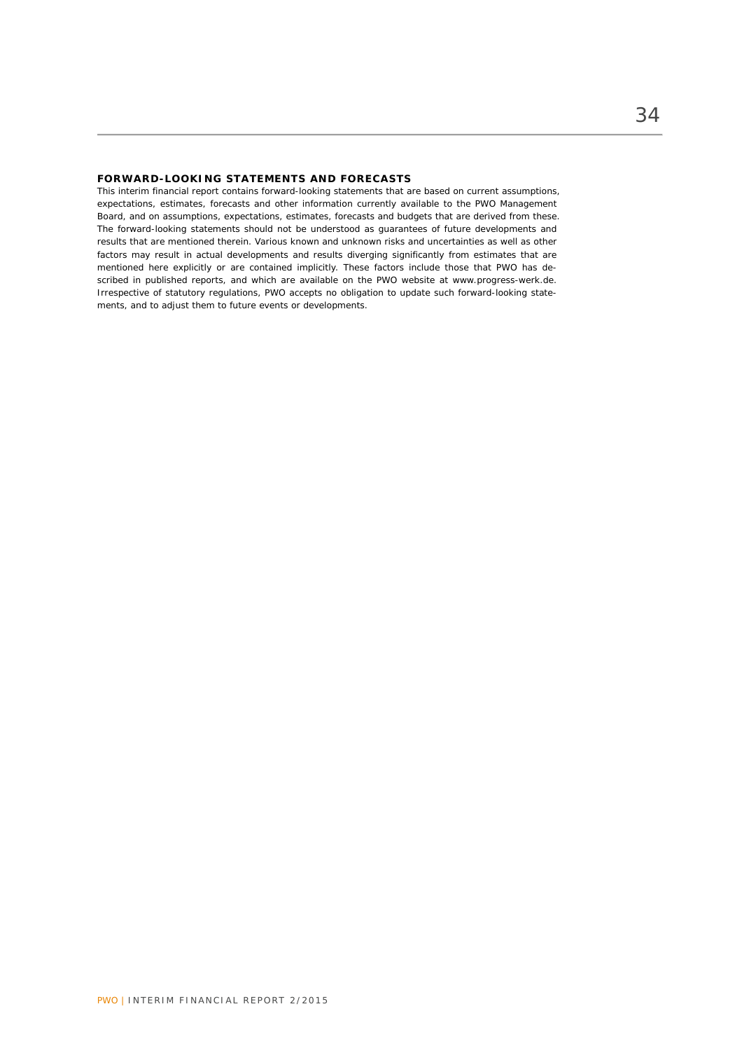**FORWARD-LOOKING STATEMENTS AND FORECASTS**

This interim financial report contains forward-looking statements that are based on current assumptions, expectations, estimates, forecasts and other information currently available to the PWO Management Board, and on assumptions, expectations, estimates, forecasts and budgets that are derived from these. The forward-looking statements should not be understood as guarantees of future developments and results that are mentioned therein. Various known and unknown risks and uncertainties as well as other factors may result in actual developments and results diverging significantly from estimates that are mentioned here explicitly or are contained implicitly. These factors include those that PWO has described in published reports, and which are available on the PWO website at www.progress-werk.de. Irrespective of statutory regulations, PWO accepts no obligation to update such forward-looking statements, and to adjust them to future events or developments.